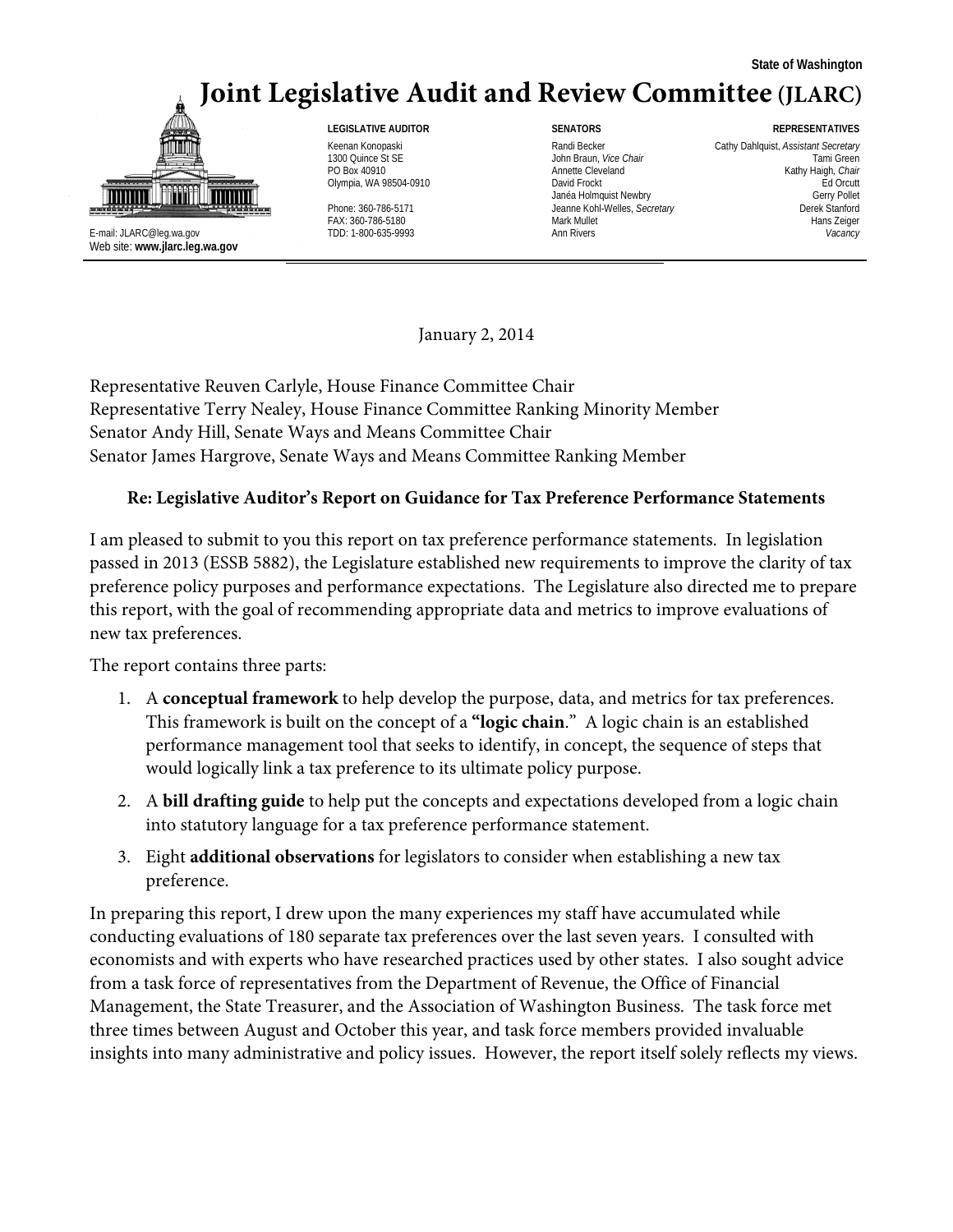State of Washington

# Joint Legislative Audit and Review Committee (JLARC)

| LEGISLATIVE AUDITOR | SENATORS | REPRESENTATIVES |
| --- | --- | --- |
| Keenan Konopaski | Randi Becker | Cathy Dahlquist, *Assistant Secretary* |
| 1300 Quince St SE | John Braun, *Vice Chair* | Tami Green |
| PO Box 40910 | Annette Cleveland | Kathy Haigh, *Chair* |
| Olympia, WA 98504-0910 | David Frockt | Ed Orcutt |
| | Janéa Holmquist Newbry | Gerry Pollet |
| Phone: 360-786-5171 | Jeanne Kohl-Welles, *Secretary* | Derek Stanford |
| FAX: 360-786-5180 | Mark Mullet | Hans Zeiger |
| TDD: 1-800-635-9993 | Ann Rivers | *Vacancy* |

E-mail: JLARC@leg.wa.gov
Web site: **www.jlarc.leg.wa.gov**

January 2, 2014

Representative Reuven Carlyle, House Finance Committee Chair
Representative Terry Nealey, House Finance Committee Ranking Minority Member
Senator Andy Hill, Senate Ways and Means Committee Chair
Senator James Hargrove, Senate Ways and Means Committee Ranking Member

**Re: Legislative Auditor's Report on Guidance for Tax Preference Performance Statements**

I am pleased to submit to you this report on tax preference performance statements. In legislation passed in 2013 (ESSB 5882), the Legislature established new requirements to improve the clarity of tax preference policy purposes and performance expectations. The Legislature also directed me to prepare this report, with the goal of recommending appropriate data and metrics to improve evaluations of new tax preferences.

The report contains three parts:

1. A **conceptual framework** to help develop the purpose, data, and metrics for tax preferences. This framework is built on the concept of a **"logic chain**." A logic chain is an established performance management tool that seeks to identify, in concept, the sequence of steps that would logically link a tax preference to its ultimate policy purpose.
2. A **bill drafting guide** to help put the concepts and expectations developed from a logic chain into statutory language for a tax preference performance statement.
3. Eight **additional observations** for legislators to consider when establishing a new tax preference.

In preparing this report, I drew upon the many experiences my staff have accumulated while conducting evaluations of 180 separate tax preferences over the last seven years. I consulted with economists and with experts who have researched practices used by other states. I also sought advice from a task force of representatives from the Department of Revenue, the Office of Financial Management, the State Treasurer, and the Association of Washington Business. The task force met three times between August and October this year, and task force members provided invaluable insights into many administrative and policy issues. However, the report itself solely reflects my views.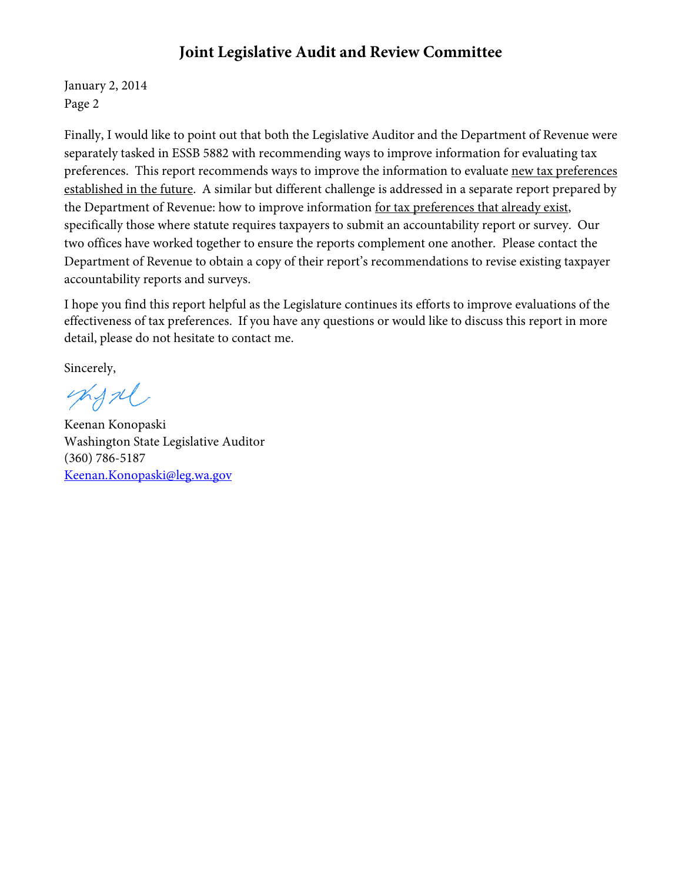Finally, I would like to point out that both the Legislative Auditor and the Department of Revenue were separately tasked in ESSB 5882 with recommending ways to improve information for evaluating tax preferences. This report recommends ways to improve the information to evaluate new tax preferences established in the future. A similar but different challenge is addressed in a separate report prepared by the Department of Revenue: how to improve information for tax preferences that already exist, specifically those where statute requires taxpayers to submit an accountability report or survey. Our two offices have worked together to ensure the reports complement one another. Please contact the Department of Revenue to obtain a copy of their report's recommendations to revise existing taxpayer accountability reports and surveys.

I hope you find this report helpful as the Legislature continues its efforts to improve evaluations of the effectiveness of tax preferences. If you have any questions or would like to discuss this report in more detail, please do not hesitate to contact me.

Sincerely,

Keenan Konopaski
Washington State Legislative Auditor
(360) 786-5187
Keenan.Konopaski@leg.wa.gov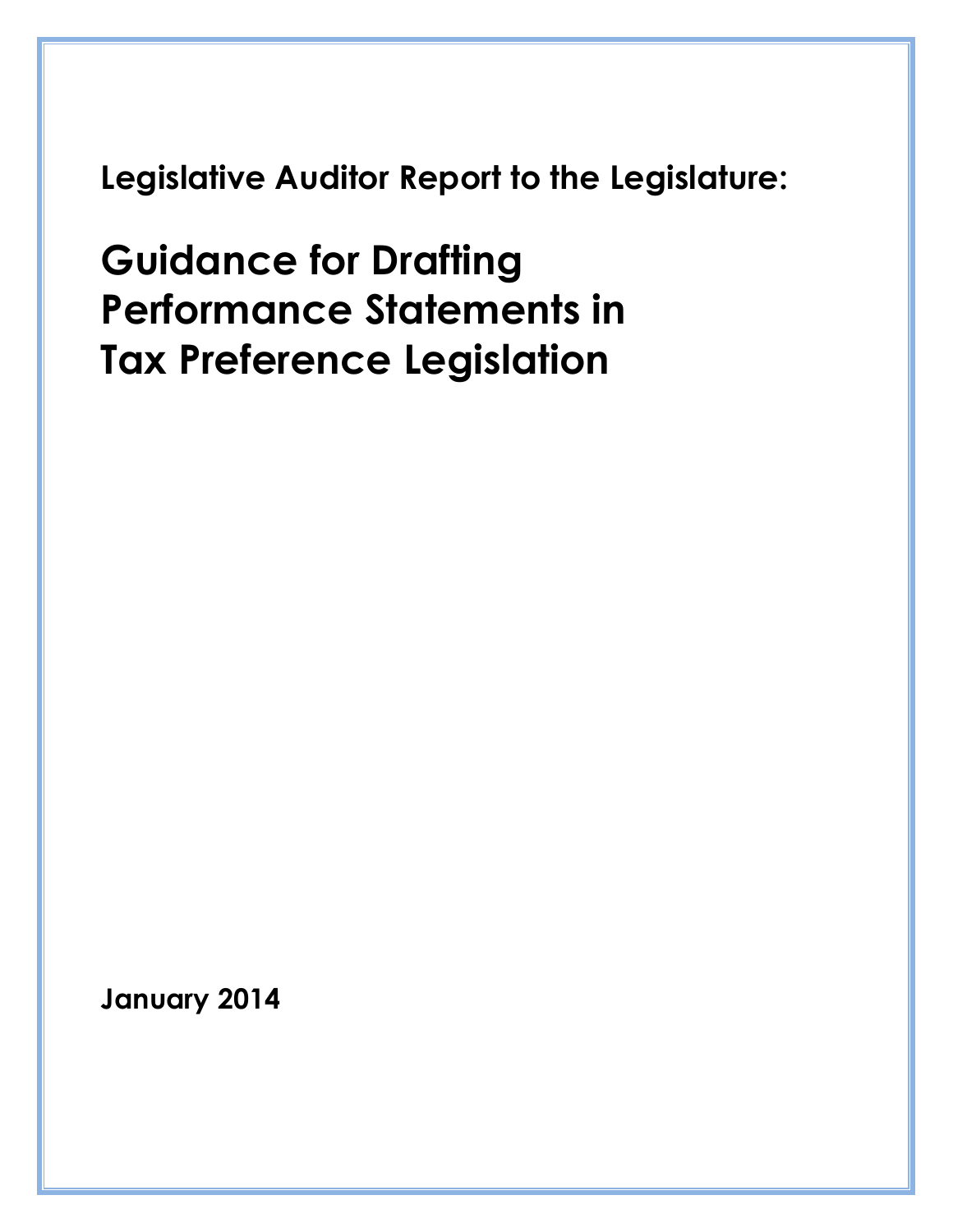**Legislative Auditor Report to the Legislature:**

# Guidance for Drafting Performance Statements in Tax Preference Legislation

**January 2014**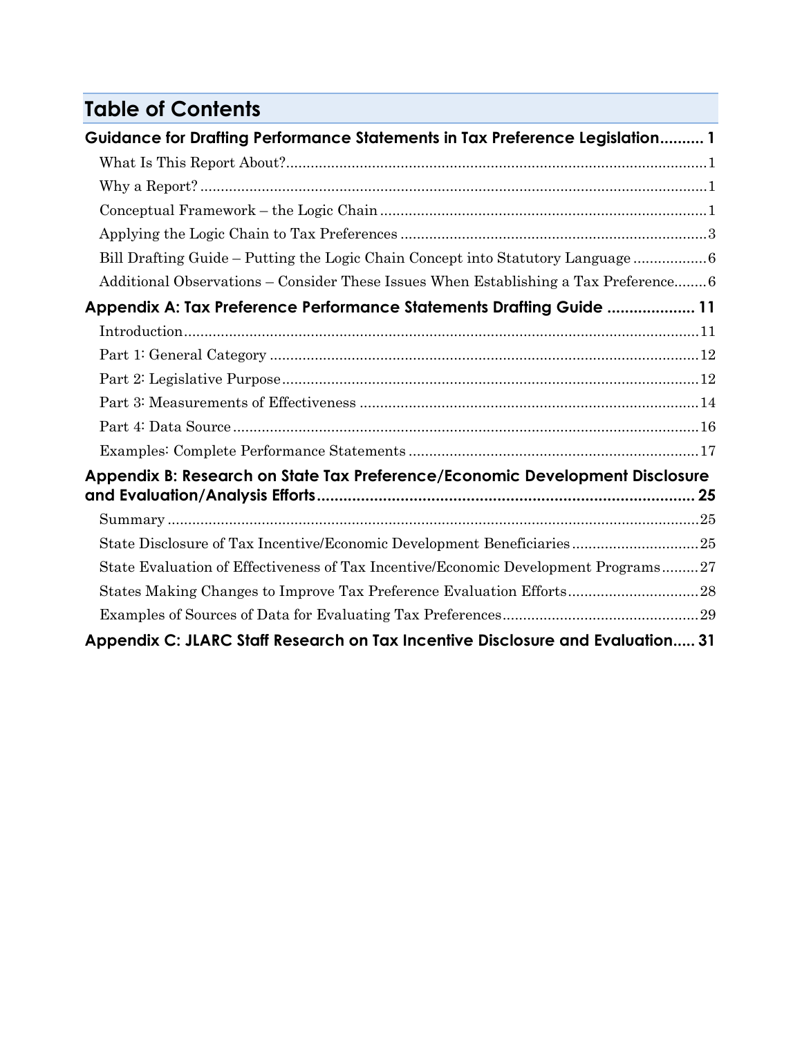# Table of Contents

**Guidance for Drafting Performance Statements in Tax Preference Legislation.......... 1**

- What Is This Report About?........................................................................................1
- Why a Report?.............................................................................................................1
- Conceptual Framework – the Logic Chain.................................................................1
- Applying the Logic Chain to Tax Preferences............................................................3
- Bill Drafting Guide – Putting the Logic Chain Concept into Statutory Language..................6
- Additional Observations – Consider These Issues When Establishing a Tax Preference........6

**Appendix A: Tax Preference Performance Statements Drafting Guide .................... 11**

- Introduction...............................................................................................................11
- Part 1: General Category..........................................................................................12
- Part 2: Legislative Purpose.......................................................................................12
- Part 3: Measurements of Effectiveness....................................................................14
- Part 4: Data Source...................................................................................................16
- Examples: Complete Performance Statements........................................................17

**Appendix B: Research on State Tax Preference/Economic Development Disclosure and Evaluation/Analysis Efforts...................................................................................... 25**

- Summary....................................................................................................................25
- State Disclosure of Tax Incentive/Economic Development Beneficiaries...............................25
- State Evaluation of Effectiveness of Tax Incentive/Economic Development Programs.........27
- States Making Changes to Improve Tax Preference Evaluation Efforts................................28
- Examples of Sources of Data for Evaluating Tax Preferences...............................................29

**Appendix C: JLARC Staff Research on Tax Incentive Disclosure and Evaluation..... 31**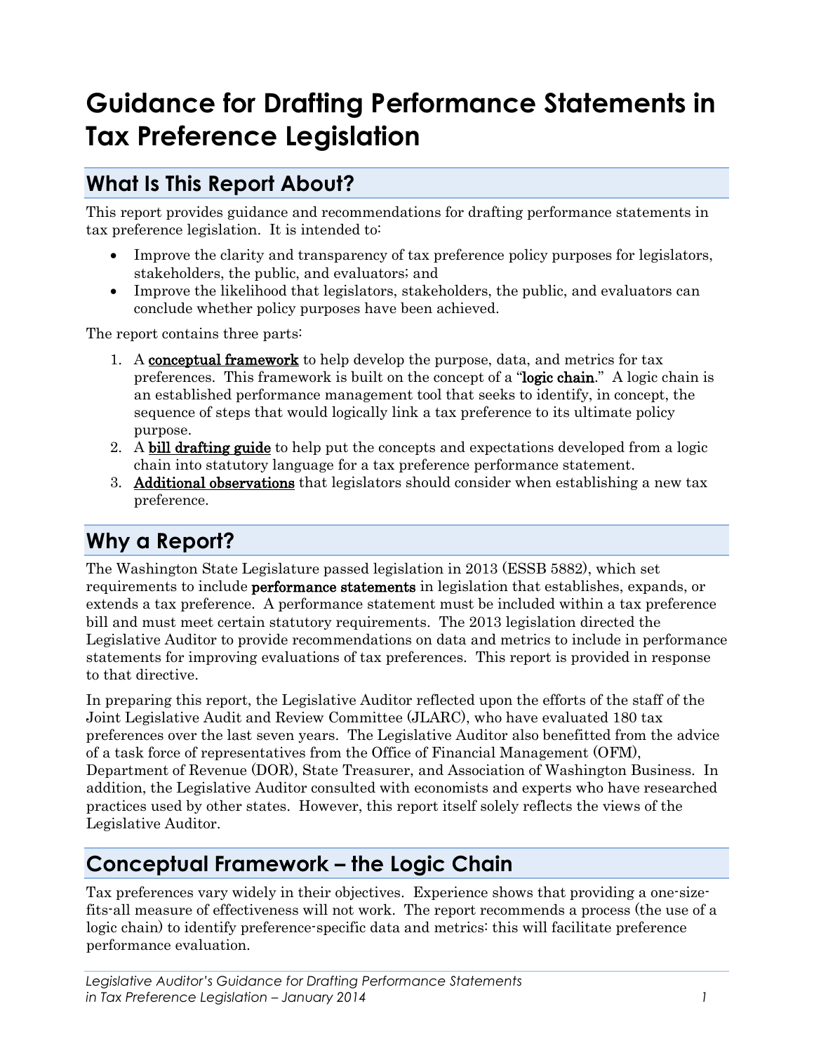# Guidance for Drafting Performance Statements in Tax Preference Legislation

## What Is This Report About?

This report provides guidance and recommendations for drafting performance statements in tax preference legislation. It is intended to:

- Improve the clarity and transparency of tax preference policy purposes for legislators, stakeholders, the public, and evaluators; and
- Improve the likelihood that legislators, stakeholders, the public, and evaluators can conclude whether policy purposes have been achieved.

The report contains three parts:

1. A conceptual framework to help develop the purpose, data, and metrics for tax preferences. This framework is built on the concept of a "**logic chain**." A logic chain is an established performance management tool that seeks to identify, in concept, the sequence of steps that would logically link a tax preference to its ultimate policy purpose.
2. A bill drafting guide to help put the concepts and expectations developed from a logic chain into statutory language for a tax preference performance statement.
3. Additional observations that legislators should consider when establishing a new tax preference.

## Why a Report?

The Washington State Legislature passed legislation in 2013 (ESSB 5882), which set requirements to include **performance statements** in legislation that establishes, expands, or extends a tax preference. A performance statement must be included within a tax preference bill and must meet certain statutory requirements. The 2013 legislation directed the Legislative Auditor to provide recommendations on data and metrics to include in performance statements for improving evaluations of tax preferences. This report is provided in response to that directive.

In preparing this report, the Legislative Auditor reflected upon the efforts of the staff of the Joint Legislative Audit and Review Committee (JLARC), who have evaluated 180 tax preferences over the last seven years. The Legislative Auditor also benefitted from the advice of a task force of representatives from the Office of Financial Management (OFM), Department of Revenue (DOR), State Treasurer, and Association of Washington Business. In addition, the Legislative Auditor consulted with economists and experts who have researched practices used by other states. However, this report itself solely reflects the views of the Legislative Auditor.

## Conceptual Framework – the Logic Chain

Tax preferences vary widely in their objectives. Experience shows that providing a one-size-fits-all measure of effectiveness will not work. The report recommends a process (the use of a logic chain) to identify preference-specific data and metrics: this will facilitate preference performance evaluation.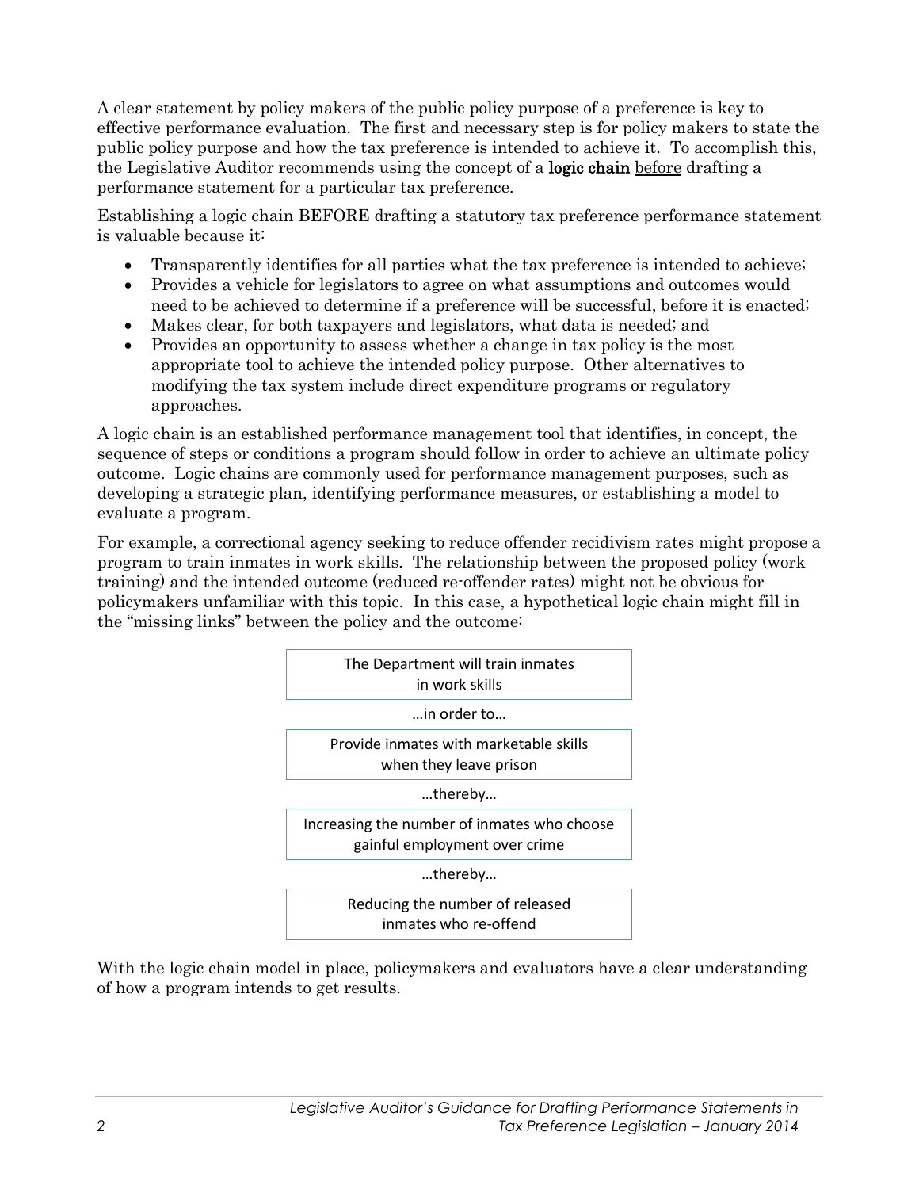A clear statement by policy makers of the public policy purpose of a preference is key to effective performance evaluation. The first and necessary step is for policy makers to state the public policy purpose and how the tax preference is intended to achieve it. To accomplish this, the Legislative Auditor recommends using the concept of a **logic chain** <u>before</u> drafting a performance statement for a particular tax preference.

Establishing a logic chain BEFORE drafting a statutory tax preference performance statement is valuable because it:

- Transparently identifies for all parties what the tax preference is intended to achieve;
- Provides a vehicle for legislators to agree on what assumptions and outcomes would need to be achieved to determine if a preference will be successful, before it is enacted;
- Makes clear, for both taxpayers and legislators, what data is needed; and
- Provides an opportunity to assess whether a change in tax policy is the most appropriate tool to achieve the intended policy purpose. Other alternatives to modifying the tax system include direct expenditure programs or regulatory approaches.

A logic chain is an established performance management tool that identifies, in concept, the sequence of steps or conditions a program should follow in order to achieve an ultimate policy outcome. Logic chains are commonly used for performance management purposes, such as developing a strategic plan, identifying performance measures, or establishing a model to evaluate a program.

For example, a correctional agency seeking to reduce offender recidivism rates might propose a program to train inmates in work skills. The relationship between the proposed policy (work training) and the intended outcome (reduced re-offender rates) might not be obvious for policymakers unfamiliar with this topic. In this case, a hypothetical logic chain might fill in the "missing links" between the policy and the outcome:

| The Department will train inmates in work skills |
|---|

…in order to…

| Provide inmates with marketable skills when they leave prison |
|---|

…thereby…

| Increasing the number of inmates who choose gainful employment over crime |
|---|

…thereby…

| Reducing the number of released inmates who re-offend |
|---|

With the logic chain model in place, policymakers and evaluators have a clear understanding of how a program intends to get results.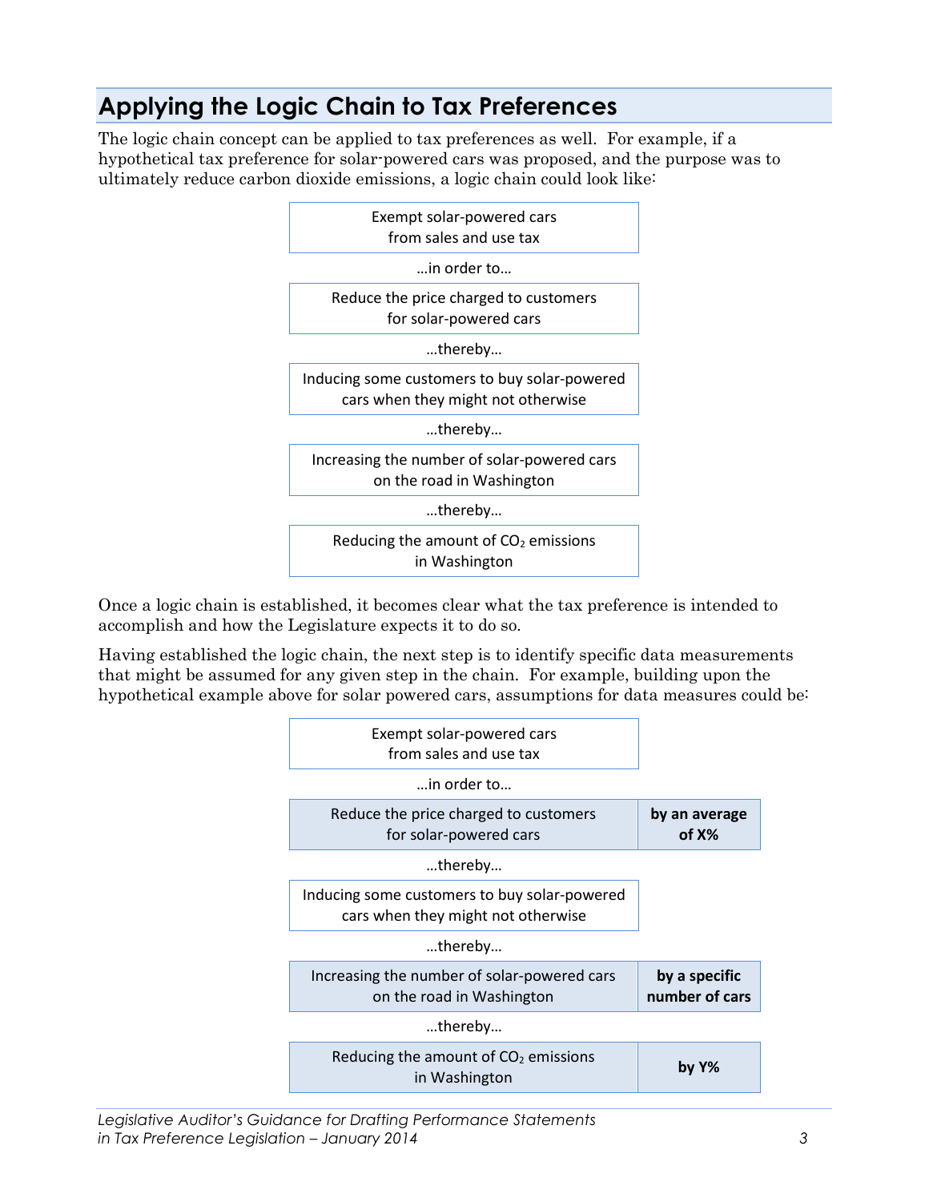## Applying the Logic Chain to Tax Preferences

The logic chain concept can be applied to tax preferences as well. For example, if a hypothetical tax preference for solar-powered cars was proposed, and the purpose was to ultimately reduce carbon dioxide emissions, a logic chain could look like:

| Exempt solar-powered cars from sales and use tax |
|---|
| …in order to… |
| Reduce the price charged to customers for solar-powered cars |
| …thereby… |
| Inducing some customers to buy solar-powered cars when they might not otherwise |
| …thereby… |
| Increasing the number of solar-powered cars on the road in Washington |
| …thereby… |
| Reducing the amount of $CO_2$ emissions in Washington |

Once a logic chain is established, it becomes clear what the tax preference is intended to accomplish and how the Legislature expects it to do so.

Having established the logic chain, the next step is to identify specific data measurements that might be assumed for any given step in the chain. For example, building upon the hypothetical example above for solar powered cars, assumptions for data measures could be:

| Logic chain step | Data measure |
|---|---|
| Exempt solar-powered cars from sales and use tax | |
| …in order to… | |
| Reduce the price charged to customers for solar-powered cars | **by an average of X%** |
| …thereby… | |
| Inducing some customers to buy solar-powered cars when they might not otherwise | |
| …thereby… | |
| Increasing the number of solar-powered cars on the road in Washington | **by a specific number of cars** |
| …thereby… | |
| Reducing the amount of $CO_2$ emissions in Washington | **by Y%** |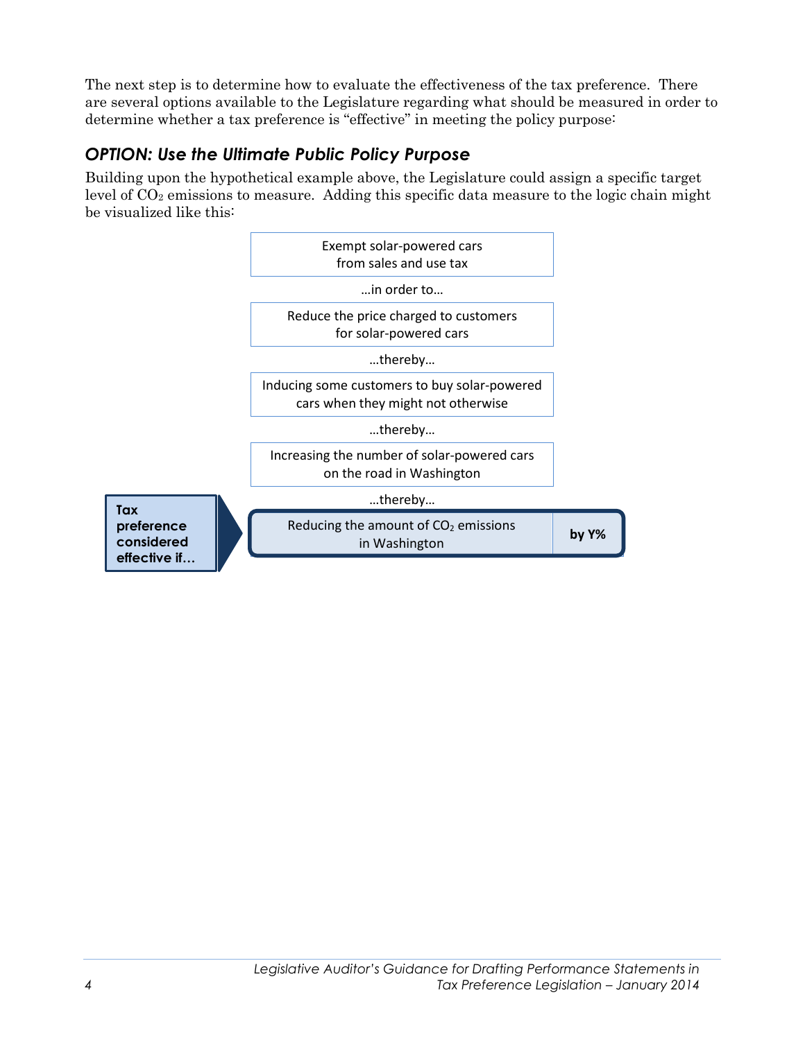The next step is to determine how to evaluate the effectiveness of the tax preference. There are several options available to the Legislature regarding what should be measured in order to determine whether a tax preference is "effective" in meeting the policy purpose:

## *OPTION: Use the Ultimate Public Policy Purpose*

Building upon the hypothetical example above, the Legislature could assign a specific target level of $CO_2$ emissions to measure. Adding this specific data measure to the logic chain might be visualized like this:

Exempt solar-powered cars from sales and use tax

…in order to…

Reduce the price charged to customers for solar-powered cars

…thereby…

Inducing some customers to buy solar-powered cars when they might not otherwise

…thereby…

Increasing the number of solar-powered cars on the road in Washington

…thereby…

**Tax preference considered effective if…** Reducing the amount of $CO_2$ emissions in Washington **by Y%**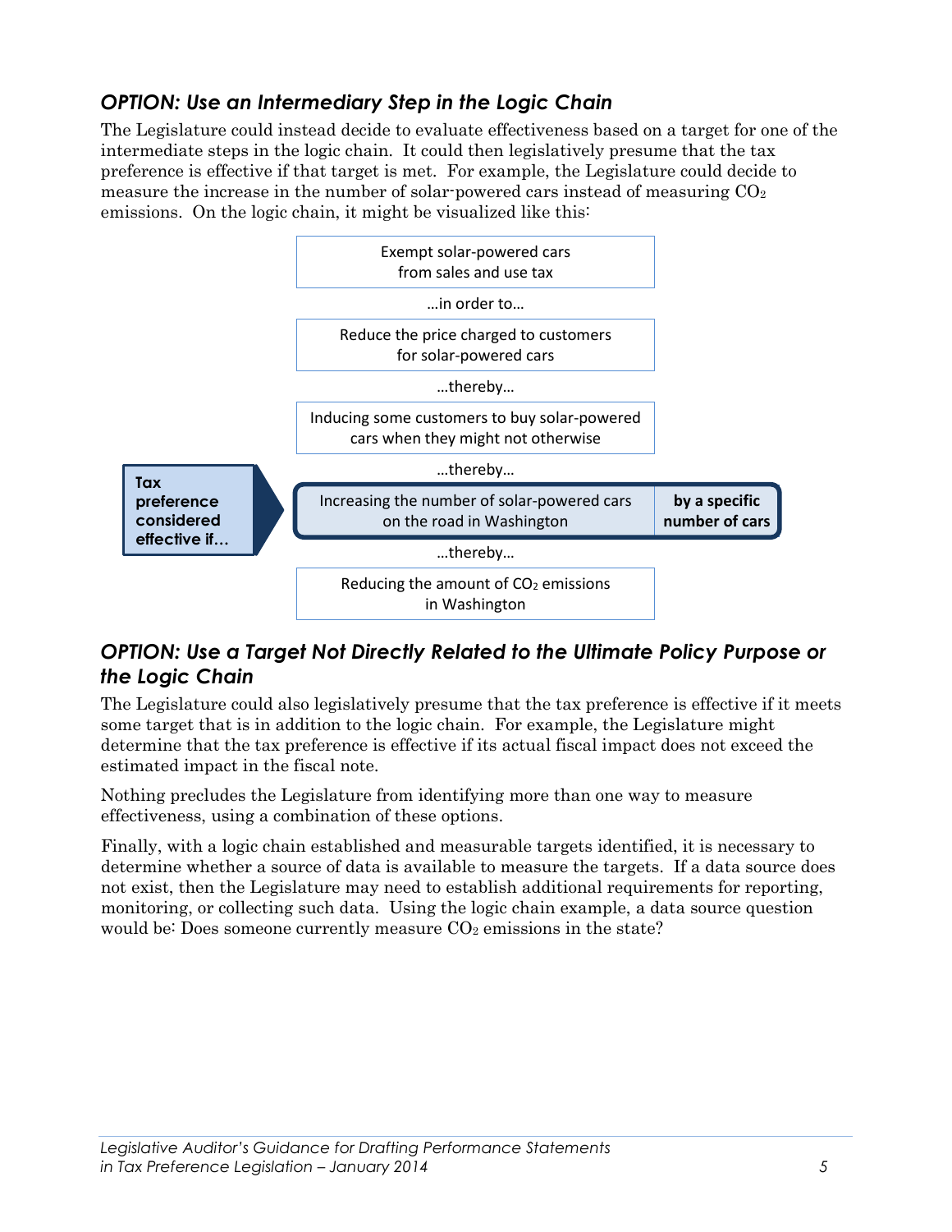## *OPTION: Use an Intermediary Step in the Logic Chain*

The Legislature could instead decide to evaluate effectiveness based on a target for one of the intermediate steps in the logic chain. It could then legislatively presume that the tax preference is effective if that target is met. For example, the Legislature could decide to measure the increase in the number of solar-powered cars instead of measuring $CO_2$ emissions. On the logic chain, it might be visualized like this:

Exempt solar-powered cars from sales and use tax

…in order to…

Reduce the price charged to customers for solar-powered cars

…thereby…

Inducing some customers to buy solar-powered cars when they might not otherwise

…thereby…

**Tax preference considered effective if…** Increasing the number of solar-powered cars on the road in Washington **by a specific number of cars**

…thereby…

Reducing the amount of $CO_2$ emissions in Washington

## *OPTION: Use a Target Not Directly Related to the Ultimate Policy Purpose or the Logic Chain*

The Legislature could also legislatively presume that the tax preference is effective if it meets some target that is in addition to the logic chain. For example, the Legislature might determine that the tax preference is effective if its actual fiscal impact does not exceed the estimated impact in the fiscal note.

Nothing precludes the Legislature from identifying more than one way to measure effectiveness, using a combination of these options.

Finally, with a logic chain established and measurable targets identified, it is necessary to determine whether a source of data is available to measure the targets. If a data source does not exist, then the Legislature may need to establish additional requirements for reporting, monitoring, or collecting such data. Using the logic chain example, a data source question would be: Does someone currently measure $CO_2$ emissions in the state?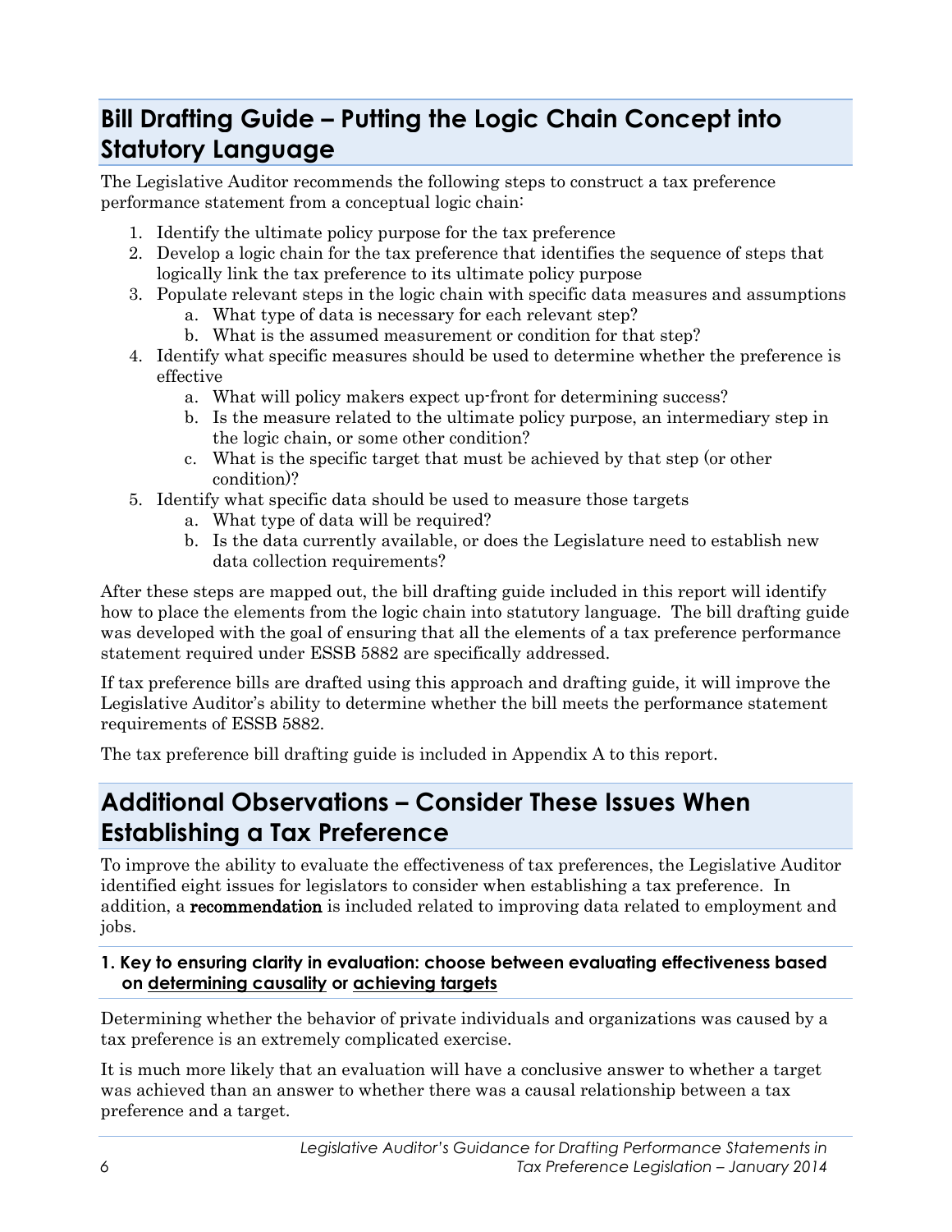## Bill Drafting Guide – Putting the Logic Chain Concept into Statutory Language

The Legislative Auditor recommends the following steps to construct a tax preference performance statement from a conceptual logic chain:

1. Identify the ultimate policy purpose for the tax preference
2. Develop a logic chain for the tax preference that identifies the sequence of steps that logically link the tax preference to its ultimate policy purpose
3. Populate relevant steps in the logic chain with specific data measures and assumptions
    a. What type of data is necessary for each relevant step?
    b. What is the assumed measurement or condition for that step?
4. Identify what specific measures should be used to determine whether the preference is effective
    a. What will policy makers expect up-front for determining success?
    b. Is the measure related to the ultimate policy purpose, an intermediary step in the logic chain, or some other condition?
    c. What is the specific target that must be achieved by that step (or other condition)?
5. Identify what specific data should be used to measure those targets
    a. What type of data will be required?
    b. Is the data currently available, or does the Legislature need to establish new data collection requirements?

After these steps are mapped out, the bill drafting guide included in this report will identify how to place the elements from the logic chain into statutory language. The bill drafting guide was developed with the goal of ensuring that all the elements of a tax preference performance statement required under ESSB 5882 are specifically addressed.

If tax preference bills are drafted using this approach and drafting guide, it will improve the Legislative Auditor's ability to determine whether the bill meets the performance statement requirements of ESSB 5882.

The tax preference bill drafting guide is included in Appendix A to this report.

## Additional Observations – Consider These Issues When Establishing a Tax Preference

To improve the ability to evaluate the effectiveness of tax preferences, the Legislative Auditor identified eight issues for legislators to consider when establishing a tax preference. In addition, a **recommendation** is included related to improving data related to employment and jobs.

### 1. Key to ensuring clarity in evaluation: choose between evaluating effectiveness based on determining causality or achieving targets

Determining whether the behavior of private individuals and organizations was caused by a tax preference is an extremely complicated exercise.

It is much more likely that an evaluation will have a conclusive answer to whether a target was achieved than an answer to whether there was a causal relationship between a tax preference and a target.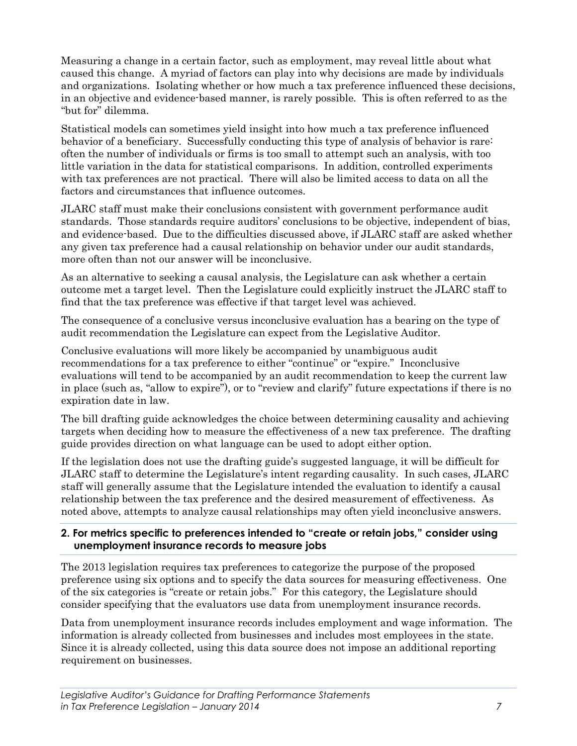Measuring a change in a certain factor, such as employment, may reveal little about what caused this change. A myriad of factors can play into why decisions are made by individuals and organizations. Isolating whether or how much a tax preference influenced these decisions, in an objective and evidence-based manner, is rarely possible. This is often referred to as the "but for" dilemma.

Statistical models can sometimes yield insight into how much a tax preference influenced behavior of a beneficiary. Successfully conducting this type of analysis of behavior is rare: often the number of individuals or firms is too small to attempt such an analysis, with too little variation in the data for statistical comparisons. In addition, controlled experiments with tax preferences are not practical. There will also be limited access to data on all the factors and circumstances that influence outcomes.

JLARC staff must make their conclusions consistent with government performance audit standards. Those standards require auditors' conclusions to be objective, independent of bias, and evidence-based. Due to the difficulties discussed above, if JLARC staff are asked whether any given tax preference had a causal relationship on behavior under our audit standards, more often than not our answer will be inconclusive.

As an alternative to seeking a causal analysis, the Legislature can ask whether a certain outcome met a target level. Then the Legislature could explicitly instruct the JLARC staff to find that the tax preference was effective if that target level was achieved.

The consequence of a conclusive versus inconclusive evaluation has a bearing on the type of audit recommendation the Legislature can expect from the Legislative Auditor.

Conclusive evaluations will more likely be accompanied by unambiguous audit recommendations for a tax preference to either "continue" or "expire." Inconclusive evaluations will tend to be accompanied by an audit recommendation to keep the current law in place (such as, "allow to expire"), or to "review and clarify" future expectations if there is no expiration date in law.

The bill drafting guide acknowledges the choice between determining causality and achieving targets when deciding how to measure the effectiveness of a new tax preference. The drafting guide provides direction on what language can be used to adopt either option.

If the legislation does not use the drafting guide's suggested language, it will be difficult for JLARC staff to determine the Legislature's intent regarding causality. In such cases, JLARC staff will generally assume that the Legislature intended the evaluation to identify a causal relationship between the tax preference and the desired measurement of effectiveness. As noted above, attempts to analyze causal relationships may often yield inconclusive answers.

### 2. For metrics specific to preferences intended to "create or retain jobs," consider using unemployment insurance records to measure jobs

The 2013 legislation requires tax preferences to categorize the purpose of the proposed preference using six options and to specify the data sources for measuring effectiveness. One of the six categories is "create or retain jobs." For this category, the Legislature should consider specifying that the evaluators use data from unemployment insurance records.

Data from unemployment insurance records includes employment and wage information. The information is already collected from businesses and includes most employees in the state. Since it is already collected, using this data source does not impose an additional reporting requirement on businesses.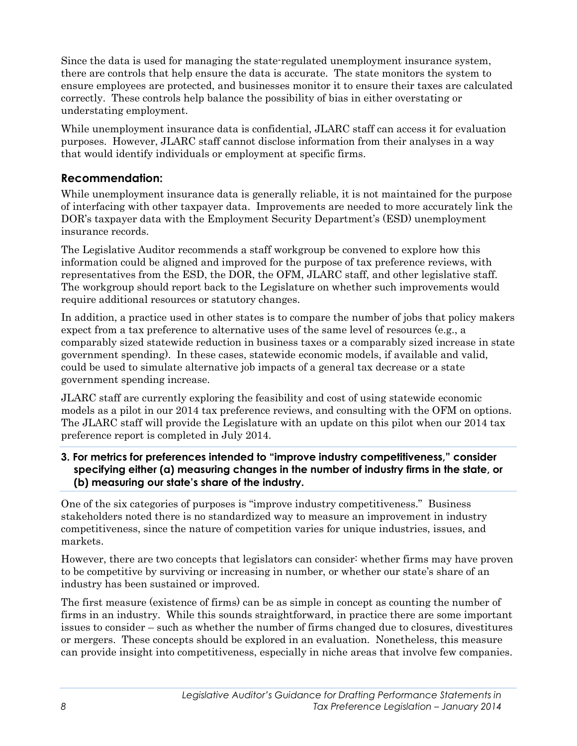Since the data is used for managing the state-regulated unemployment insurance system, there are controls that help ensure the data is accurate. The state monitors the system to ensure employees are protected, and businesses monitor it to ensure their taxes are calculated correctly. These controls help balance the possibility of bias in either overstating or understating employment.

While unemployment insurance data is confidential, JLARC staff can access it for evaluation purposes. However, JLARC staff cannot disclose information from their analyses in a way that would identify individuals or employment at specific firms.

### Recommendation:

While unemployment insurance data is generally reliable, it is not maintained for the purpose of interfacing with other taxpayer data. Improvements are needed to more accurately link the DOR's taxpayer data with the Employment Security Department's (ESD) unemployment insurance records.

The Legislative Auditor recommends a staff workgroup be convened to explore how this information could be aligned and improved for the purpose of tax preference reviews, with representatives from the ESD, the DOR, the OFM, JLARC staff, and other legislative staff. The workgroup should report back to the Legislature on whether such improvements would require additional resources or statutory changes.

In addition, a practice used in other states is to compare the number of jobs that policy makers expect from a tax preference to alternative uses of the same level of resources (e.g., a comparably sized statewide reduction in business taxes or a comparably sized increase in state government spending). In these cases, statewide economic models, if available and valid, could be used to simulate alternative job impacts of a general tax decrease or a state government spending increase.

JLARC staff are currently exploring the feasibility and cost of using statewide economic models as a pilot in our 2014 tax preference reviews, and consulting with the OFM on options. The JLARC staff will provide the Legislature with an update on this pilot when our 2014 tax preference report is completed in July 2014.

**3. For metrics for preferences intended to "improve industry competitiveness," consider specifying either (a) measuring changes in the number of industry firms in the state, or (b) measuring our state's share of the industry.**

One of the six categories of purposes is "improve industry competitiveness." Business stakeholders noted there is no standardized way to measure an improvement in industry competitiveness, since the nature of competition varies for unique industries, issues, and markets.

However, there are two concepts that legislators can consider: whether firms may have proven to be competitive by surviving or increasing in number, or whether our state's share of an industry has been sustained or improved.

The first measure (existence of firms) can be as simple in concept as counting the number of firms in an industry. While this sounds straightforward, in practice there are some important issues to consider – such as whether the number of firms changed due to closures, divestitures or mergers. These concepts should be explored in an evaluation. Nonetheless, this measure can provide insight into competitiveness, especially in niche areas that involve few companies.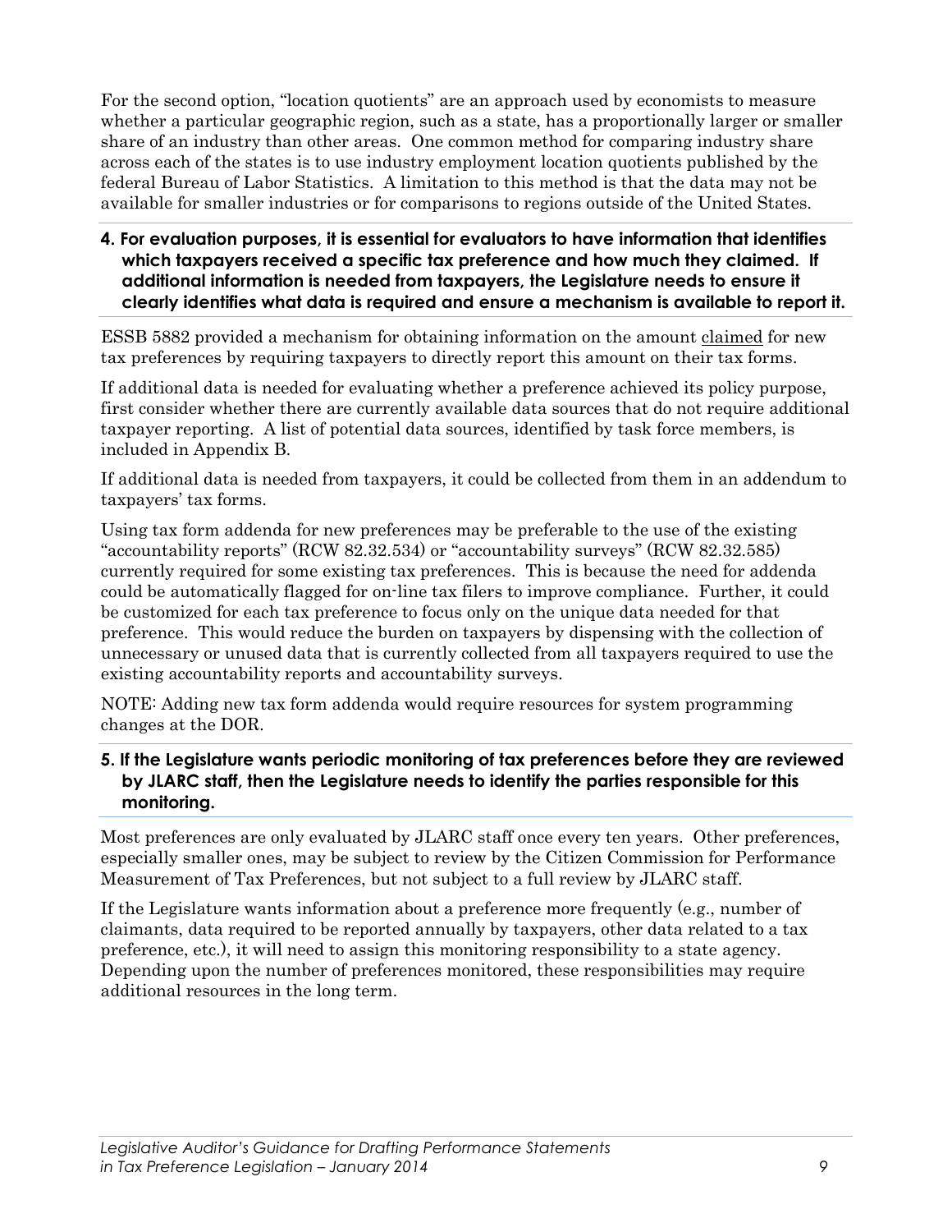For the second option, "location quotients" are an approach used by economists to measure whether a particular geographic region, such as a state, has a proportionally larger or smaller share of an industry than other areas. One common method for comparing industry share across each of the states is to use industry employment location quotients published by the federal Bureau of Labor Statistics. A limitation to this method is that the data may not be available for smaller industries or for comparisons to regions outside of the United States.

**4. For evaluation purposes, it is essential for evaluators to have information that identifies which taxpayers received a specific tax preference and how much they claimed. If additional information is needed from taxpayers, the Legislature needs to ensure it clearly identifies what data is required and ensure a mechanism is available to report it.**

ESSB 5882 provided a mechanism for obtaining information on the amount claimed for new tax preferences by requiring taxpayers to directly report this amount on their tax forms.

If additional data is needed for evaluating whether a preference achieved its policy purpose, first consider whether there are currently available data sources that do not require additional taxpayer reporting. A list of potential data sources, identified by task force members, is included in Appendix B.

If additional data is needed from taxpayers, it could be collected from them in an addendum to taxpayers' tax forms.

Using tax form addenda for new preferences may be preferable to the use of the existing "accountability reports" (RCW 82.32.534) or "accountability surveys" (RCW 82.32.585) currently required for some existing tax preferences. This is because the need for addenda could be automatically flagged for on-line tax filers to improve compliance. Further, it could be customized for each tax preference to focus only on the unique data needed for that preference. This would reduce the burden on taxpayers by dispensing with the collection of unnecessary or unused data that is currently collected from all taxpayers required to use the existing accountability reports and accountability surveys.

NOTE: Adding new tax form addenda would require resources for system programming changes at the DOR.

**5. If the Legislature wants periodic monitoring of tax preferences before they are reviewed by JLARC staff, then the Legislature needs to identify the parties responsible for this monitoring.**

Most preferences are only evaluated by JLARC staff once every ten years. Other preferences, especially smaller ones, may be subject to review by the Citizen Commission for Performance Measurement of Tax Preferences, but not subject to a full review by JLARC staff.

If the Legislature wants information about a preference more frequently (e.g., number of claimants, data required to be reported annually by taxpayers, other data related to a tax preference, etc.), it will need to assign this monitoring responsibility to a state agency. Depending upon the number of preferences monitored, these responsibilities may require additional resources in the long term.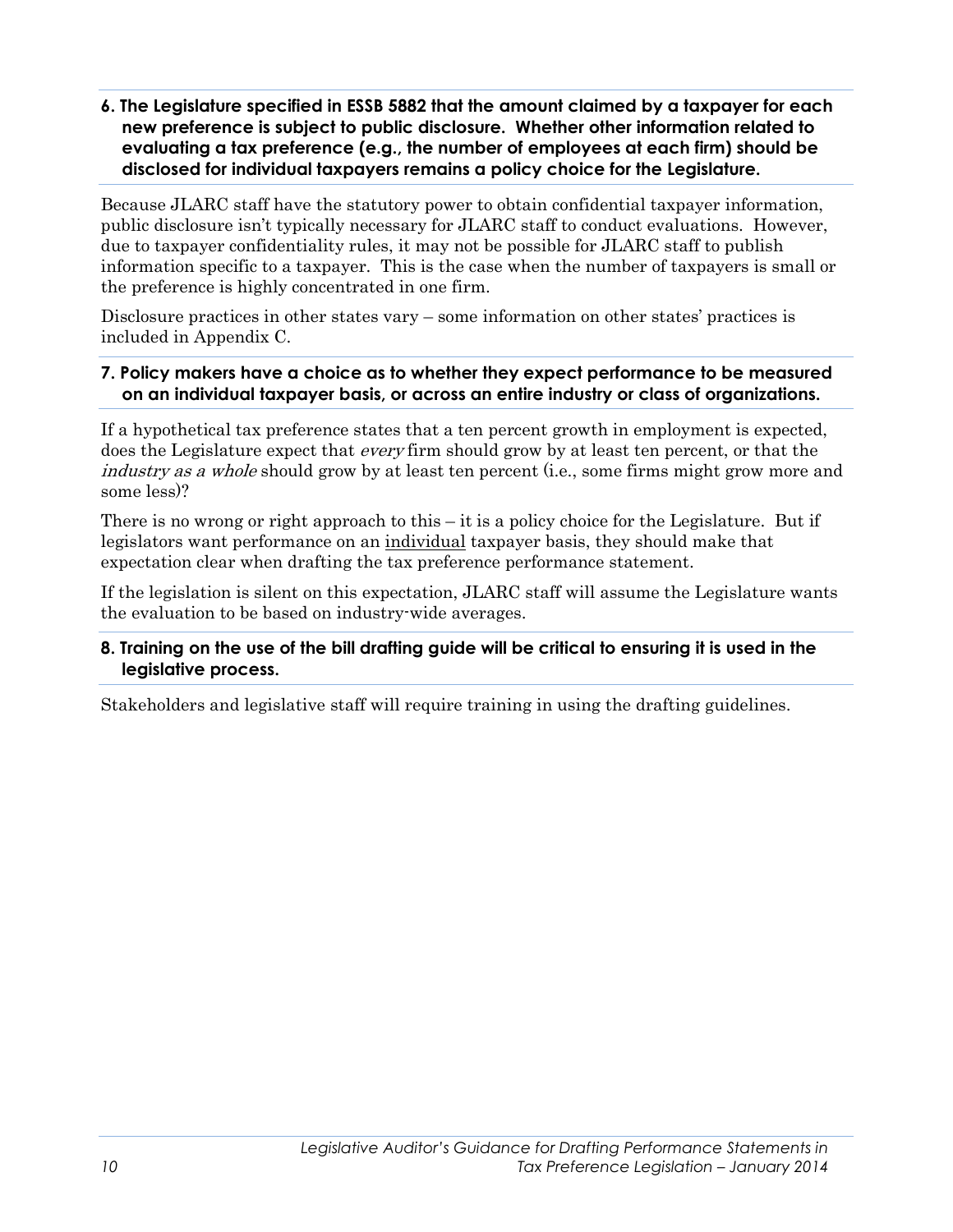**6. The Legislature specified in ESSB 5882 that the amount claimed by a taxpayer for each new preference is subject to public disclosure. Whether other information related to evaluating a tax preference (e.g., the number of employees at each firm) should be disclosed for individual taxpayers remains a policy choice for the Legislature.**

Because JLARC staff have the statutory power to obtain confidential taxpayer information, public disclosure isn't typically necessary for JLARC staff to conduct evaluations. However, due to taxpayer confidentiality rules, it may not be possible for JLARC staff to publish information specific to a taxpayer. This is the case when the number of taxpayers is small or the preference is highly concentrated in one firm.

Disclosure practices in other states vary – some information on other states' practices is included in Appendix C.

**7. Policy makers have a choice as to whether they expect performance to be measured on an individual taxpayer basis, or across an entire industry or class of organizations.**

If a hypothetical tax preference states that a ten percent growth in employment is expected, does the Legislature expect that *every* firm should grow by at least ten percent, or that the *industry as a whole* should grow by at least ten percent (i.e., some firms might grow more and some less)?

There is no wrong or right approach to this – it is a policy choice for the Legislature. But if legislators want performance on an individual taxpayer basis, they should make that expectation clear when drafting the tax preference performance statement.

If the legislation is silent on this expectation, JLARC staff will assume the Legislature wants the evaluation to be based on industry-wide averages.

**8. Training on the use of the bill drafting guide will be critical to ensuring it is used in the legislative process.**

Stakeholders and legislative staff will require training in using the drafting guidelines.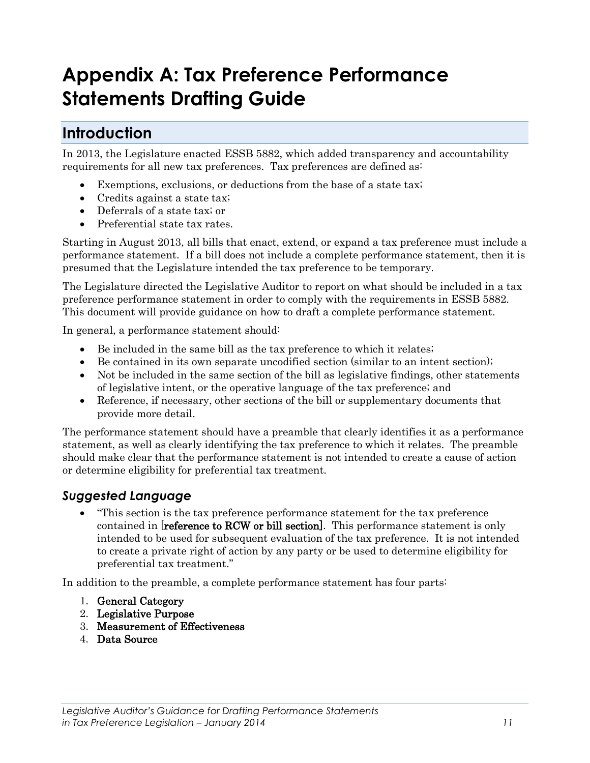# Appendix A: Tax Preference Performance Statements Drafting Guide

## Introduction

In 2013, the Legislature enacted ESSB 5882, which added transparency and accountability requirements for all new tax preferences. Tax preferences are defined as:

- Exemptions, exclusions, or deductions from the base of a state tax;
- Credits against a state tax;
- Deferrals of a state tax; or
- Preferential state tax rates.

Starting in August 2013, all bills that enact, extend, or expand a tax preference must include a performance statement. If a bill does not include a complete performance statement, then it is presumed that the Legislature intended the tax preference to be temporary.

The Legislature directed the Legislative Auditor to report on what should be included in a tax preference performance statement in order to comply with the requirements in ESSB 5882. This document will provide guidance on how to draft a complete performance statement.

In general, a performance statement should:

- Be included in the same bill as the tax preference to which it relates;
- Be contained in its own separate uncodified section (similar to an intent section);
- Not be included in the same section of the bill as legislative findings, other statements of legislative intent, or the operative language of the tax preference; and
- Reference, if necessary, other sections of the bill or supplementary documents that provide more detail.

The performance statement should have a preamble that clearly identifies it as a performance statement, as well as clearly identifying the tax preference to which it relates. The preamble should make clear that the performance statement is not intended to create a cause of action or determine eligibility for preferential tax treatment.

### *Suggested Language*

- "This section is the tax preference performance statement for the tax preference contained in [**reference to RCW or bill section**]. This performance statement is only intended to be used for subsequent evaluation of the tax preference. It is not intended to create a private right of action by any party or be used to determine eligibility for preferential tax treatment."

In addition to the preamble, a complete performance statement has four parts:

1. **General Category**
2. **Legislative Purpose**
3. **Measurement of Effectiveness**
4. **Data Source**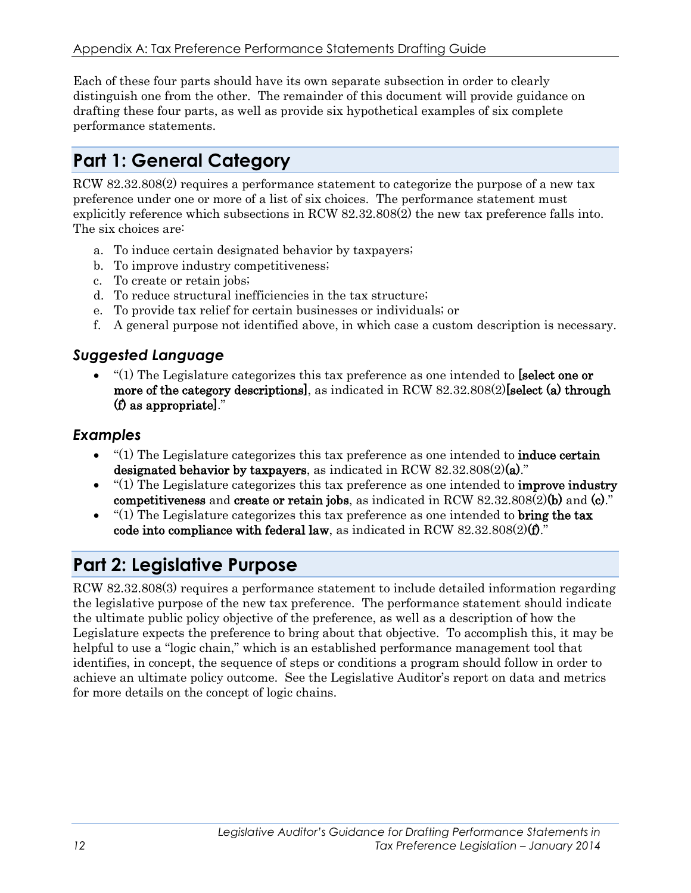Each of these four parts should have its own separate subsection in order to clearly distinguish one from the other. The remainder of this document will provide guidance on drafting these four parts, as well as provide six hypothetical examples of six complete performance statements.

## Part 1: General Category

RCW 82.32.808(2) requires a performance statement to categorize the purpose of a new tax preference under one or more of a list of six choices. The performance statement must explicitly reference which subsections in RCW 82.32.808(2) the new tax preference falls into. The six choices are:

a. To induce certain designated behavior by taxpayers;
b. To improve industry competitiveness;
c. To create or retain jobs;
d. To reduce structural inefficiencies in the tax structure;
e. To provide tax relief for certain businesses or individuals; or
f. A general purpose not identified above, in which case a custom description is necessary.

### *Suggested Language*

- "(1) The Legislature categorizes this tax preference as one intended to **[select one or more of the category descriptions]**, as indicated in RCW 82.32.808(2)**[select (a) through (f) as appropriate]**."

### *Examples*

- "(1) The Legislature categorizes this tax preference as one intended to **induce certain designated behavior by taxpayers**, as indicated in RCW 82.32.808(2)**(a)**."
- "(1) The Legislature categorizes this tax preference as one intended to **improve industry competitiveness** and **create or retain jobs**, as indicated in RCW 82.32.808(2)**(b)** and **(c)**."
- "(1) The Legislature categorizes this tax preference as one intended to **bring the tax code into compliance with federal law**, as indicated in RCW 82.32.808(2)**(f)**."

## Part 2: Legislative Purpose

RCW 82.32.808(3) requires a performance statement to include detailed information regarding the legislative purpose of the new tax preference. The performance statement should indicate the ultimate public policy objective of the preference, as well as a description of how the Legislature expects the preference to bring about that objective. To accomplish this, it may be helpful to use a "logic chain," which is an established performance management tool that identifies, in concept, the sequence of steps or conditions a program should follow in order to achieve an ultimate policy outcome. See the Legislative Auditor's report on data and metrics for more details on the concept of logic chains.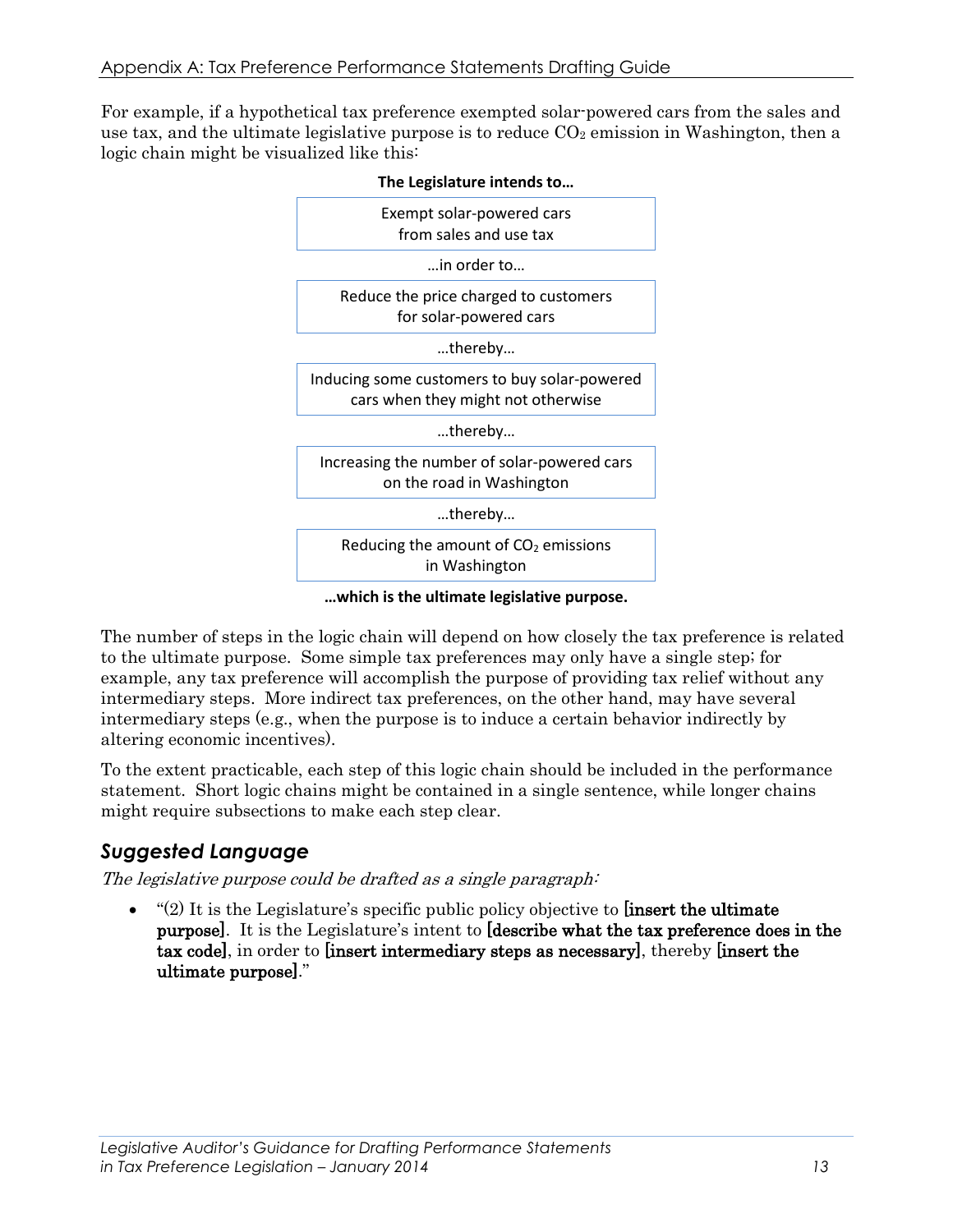For example, if a hypothetical tax preference exempted solar-powered cars from the sales and use tax, and the ultimate legislative purpose is to reduce $CO_2$ emission in Washington, then a logic chain might be visualized like this:

**The Legislature intends to…**

| Exempt solar-powered cars from sales and use tax |
|---|

…in order to…

| Reduce the price charged to customers for solar-powered cars |
|---|

…thereby…

| Inducing some customers to buy solar-powered cars when they might not otherwise |
|---|

…thereby…

| Increasing the number of solar-powered cars on the road in Washington |
|---|

…thereby…

| Reducing the amount of $CO_2$ emissions in Washington |
|---|

**…which is the ultimate legislative purpose.**

The number of steps in the logic chain will depend on how closely the tax preference is related to the ultimate purpose. Some simple tax preferences may only have a single step; for example, any tax preference will accomplish the purpose of providing tax relief without any intermediary steps. More indirect tax preferences, on the other hand, may have several intermediary steps (e.g., when the purpose is to induce a certain behavior indirectly by altering economic incentives).

To the extent practicable, each step of this logic chain should be included in the performance statement. Short logic chains might be contained in a single sentence, while longer chains might require subsections to make each step clear.

## *Suggested Language*

*The legislative purpose could be drafted as a single paragraph:*

- "(2) It is the Legislature's specific public policy objective to **[insert the ultimate purpose]**. It is the Legislature's intent to **[describe what the tax preference does in the tax code]**, in order to **[insert intermediary steps as necessary]**, thereby **[insert the ultimate purpose]**."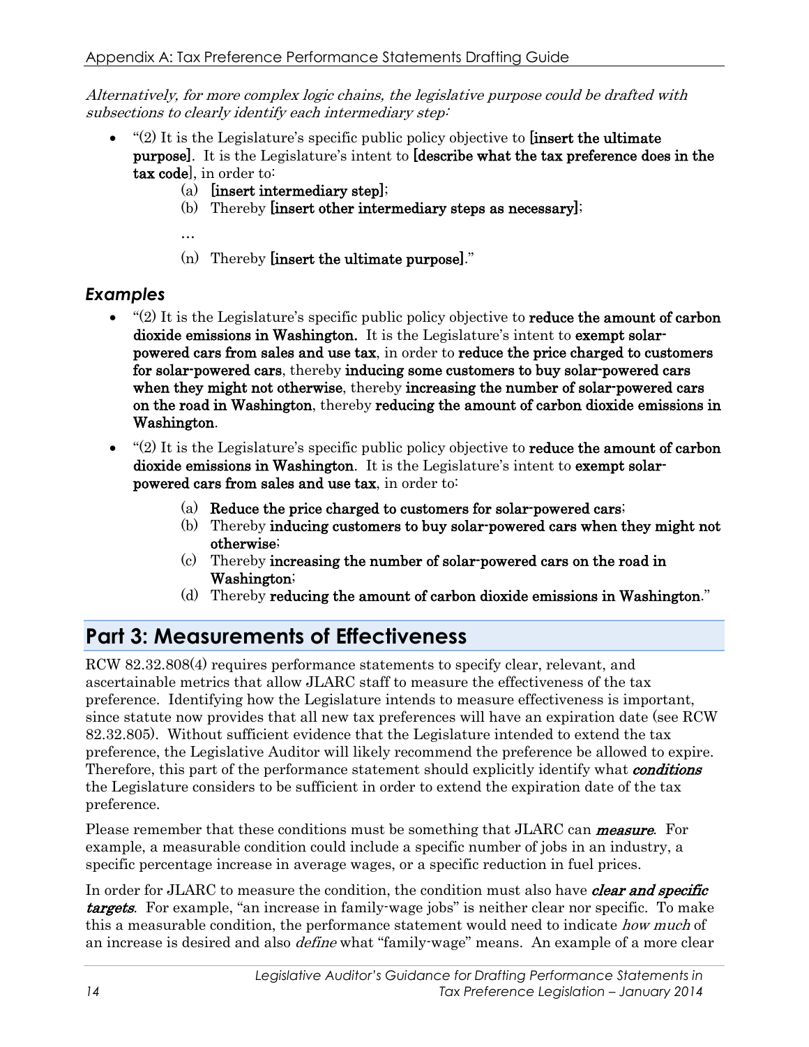*Alternatively, for more complex logic chains, the legislative purpose could be drafted with subsections to clearly identify each intermediary step:*

- "(2) It is the Legislature's specific public policy objective to **[insert the ultimate purpose]**. It is the Legislature's intent to **[describe what the tax preference does in the tax code]**, in order to:
  - (a) **[insert intermediary step]**;
  - (b) Thereby **[insert other intermediary steps as necessary]**;
  - …
  - (n) Thereby **[insert the ultimate purpose]**."

### *Examples*

- "(2) It is the Legislature's specific public policy objective to **reduce the amount of carbon dioxide emissions in Washington.** It is the Legislature's intent to **exempt solar-powered cars from sales and use tax**, in order to **reduce the price charged to customers for solar-powered cars**, thereby **inducing some customers to buy solar-powered cars when they might not otherwise**, thereby **increasing the number of solar-powered cars on the road in Washington**, thereby **reducing the amount of carbon dioxide emissions in Washington**.
- "(2) It is the Legislature's specific public policy objective to **reduce the amount of carbon dioxide emissions in Washington**. It is the Legislature's intent to **exempt solar-powered cars from sales and use tax**, in order to:
  - (a) **Reduce the price charged to customers for solar-powered cars**;
  - (b) Thereby **inducing customers to buy solar-powered cars when they might not otherwise**;
  - (c) Thereby **increasing the number of solar-powered cars on the road in Washington**;
  - (d) Thereby **reducing the amount of carbon dioxide emissions in Washington**."

## Part 3: Measurements of Effectiveness

RCW 82.32.808(4) requires performance statements to specify clear, relevant, and ascertainable metrics that allow JLARC staff to measure the effectiveness of the tax preference. Identifying how the Legislature intends to measure effectiveness is important, since statute now provides that all new tax preferences will have an expiration date (see RCW 82.32.805). Without sufficient evidence that the Legislature intended to extend the tax preference, the Legislative Auditor will likely recommend the preference be allowed to expire. Therefore, this part of the performance statement should explicitly identify what ***conditions*** the Legislature considers to be sufficient in order to extend the expiration date of the tax preference.

Please remember that these conditions must be something that JLARC can ***measure***. For example, a measurable condition could include a specific number of jobs in an industry, a specific percentage increase in average wages, or a specific reduction in fuel prices.

In order for JLARC to measure the condition, the condition must also have ***clear and specific targets***. For example, "an increase in family-wage jobs" is neither clear nor specific. To make this a measurable condition, the performance statement would need to indicate *how much* of an increase is desired and also *define* what "family-wage" means. An example of a more clear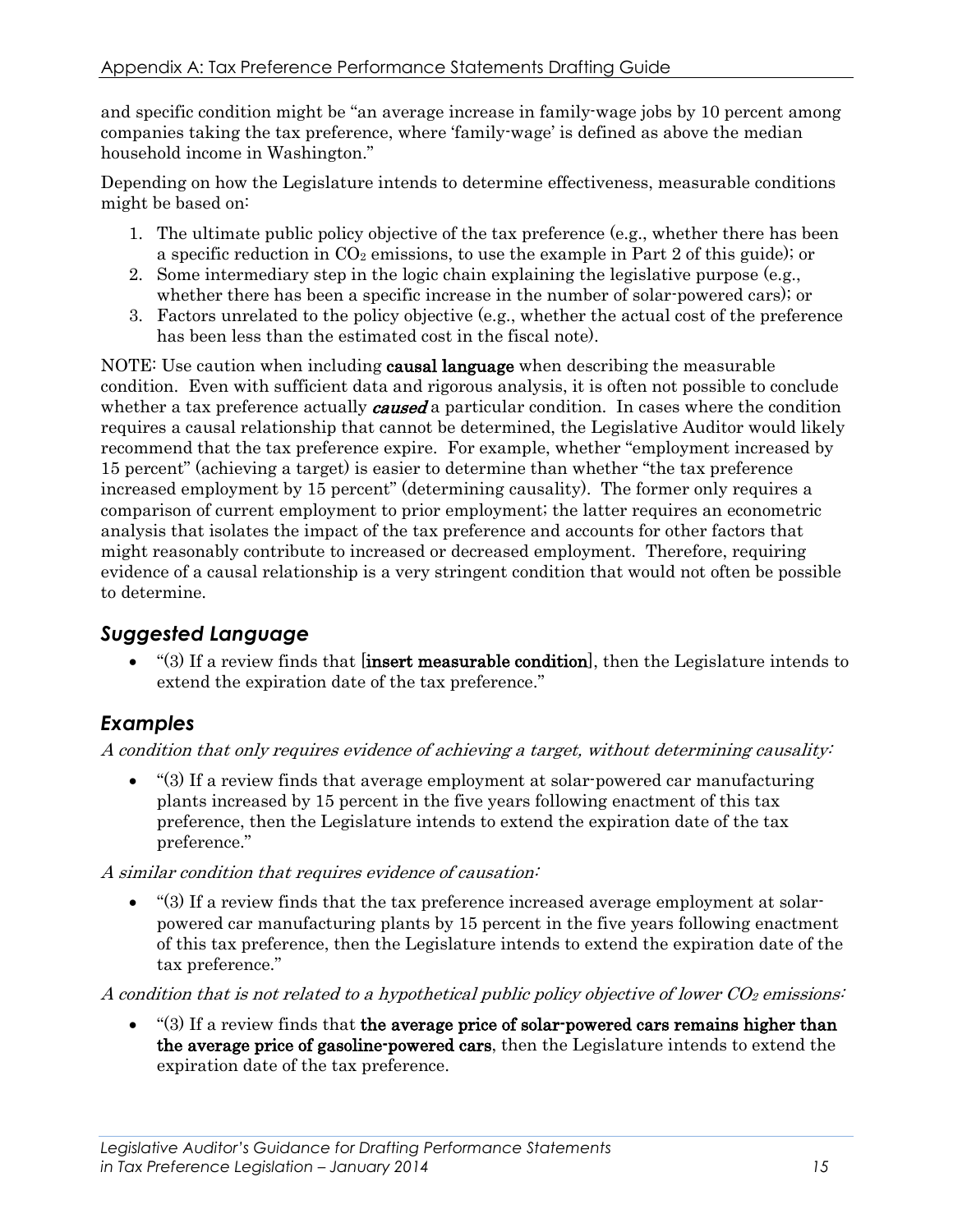and specific condition might be "an average increase in family-wage jobs by 10 percent among companies taking the tax preference, where 'family-wage' is defined as above the median household income in Washington."

Depending on how the Legislature intends to determine effectiveness, measurable conditions might be based on:

1. The ultimate public policy objective of the tax preference (e.g., whether there has been a specific reduction in $CO_2$ emissions, to use the example in Part 2 of this guide); or
2. Some intermediary step in the logic chain explaining the legislative purpose (e.g., whether there has been a specific increase in the number of solar-powered cars); or
3. Factors unrelated to the policy objective (e.g., whether the actual cost of the preference has been less than the estimated cost in the fiscal note).

NOTE: Use caution when including **causal language** when describing the measurable condition. Even with sufficient data and rigorous analysis, it is often not possible to conclude whether a tax preference actually ***caused*** a particular condition. In cases where the condition requires a causal relationship that cannot be determined, the Legislative Auditor would likely recommend that the tax preference expire. For example, whether "employment increased by 15 percent" (achieving a target) is easier to determine than whether "the tax preference increased employment by 15 percent" (determining causality). The former only requires a comparison of current employment to prior employment; the latter requires an econometric analysis that isolates the impact of the tax preference and accounts for other factors that might reasonably contribute to increased or decreased employment. Therefore, requiring evidence of a causal relationship is a very stringent condition that would not often be possible to determine.

## *Suggested Language*

- "(3) If a review finds that [**insert measurable condition**], then the Legislature intends to extend the expiration date of the tax preference."

## *Examples*

*A condition that only requires evidence of achieving a target, without determining causality:*

- "(3) If a review finds that average employment at solar-powered car manufacturing plants increased by 15 percent in the five years following enactment of this tax preference, then the Legislature intends to extend the expiration date of the tax preference."

*A similar condition that requires evidence of causation:*

- "(3) If a review finds that the tax preference increased average employment at solar-powered car manufacturing plants by 15 percent in the five years following enactment of this tax preference, then the Legislature intends to extend the expiration date of the tax preference."

*A condition that is not related to a hypothetical public policy objective of lower $CO_2$ emissions:*

- "(3) If a review finds that **the average price of solar-powered cars remains higher than the average price of gasoline-powered cars**, then the Legislature intends to extend the expiration date of the tax preference.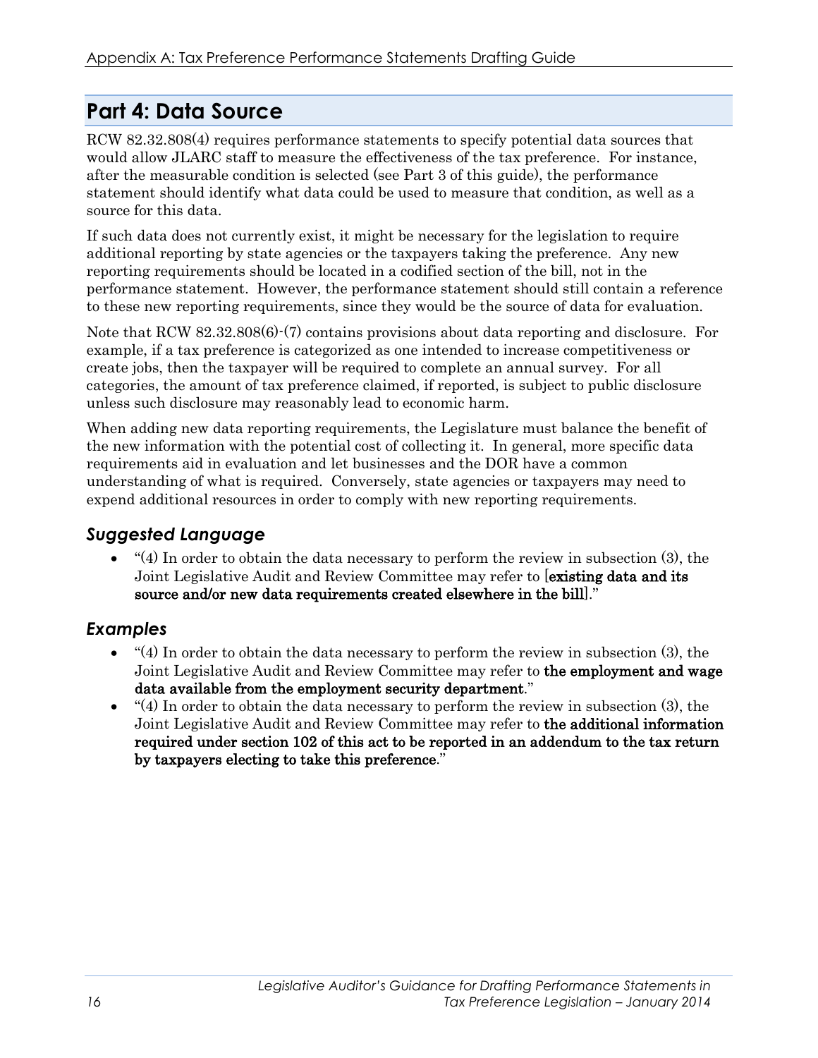## Part 4: Data Source

RCW 82.32.808(4) requires performance statements to specify potential data sources that would allow JLARC staff to measure the effectiveness of the tax preference. For instance, after the measurable condition is selected (see Part 3 of this guide), the performance statement should identify what data could be used to measure that condition, as well as a source for this data.

If such data does not currently exist, it might be necessary for the legislation to require additional reporting by state agencies or the taxpayers taking the preference. Any new reporting requirements should be located in a codified section of the bill, not in the performance statement. However, the performance statement should still contain a reference to these new reporting requirements, since they would be the source of data for evaluation.

Note that RCW 82.32.808(6)-(7) contains provisions about data reporting and disclosure. For example, if a tax preference is categorized as one intended to increase competitiveness or create jobs, then the taxpayer will be required to complete an annual survey. For all categories, the amount of tax preference claimed, if reported, is subject to public disclosure unless such disclosure may reasonably lead to economic harm.

When adding new data reporting requirements, the Legislature must balance the benefit of the new information with the potential cost of collecting it. In general, more specific data requirements aid in evaluation and let businesses and the DOR have a common understanding of what is required. Conversely, state agencies or taxpayers may need to expend additional resources in order to comply with new reporting requirements.

### *Suggested Language*

- "(4) In order to obtain the data necessary to perform the review in subsection (3), the Joint Legislative Audit and Review Committee may refer to [**existing data and its source and/or new data requirements created elsewhere in the bill**]."

### *Examples*

- "(4) In order to obtain the data necessary to perform the review in subsection (3), the Joint Legislative Audit and Review Committee may refer to **the employment and wage data available from the employment security department**."
- "(4) In order to obtain the data necessary to perform the review in subsection (3), the Joint Legislative Audit and Review Committee may refer to **the additional information required under section 102 of this act to be reported in an addendum to the tax return by taxpayers electing to take this preference**."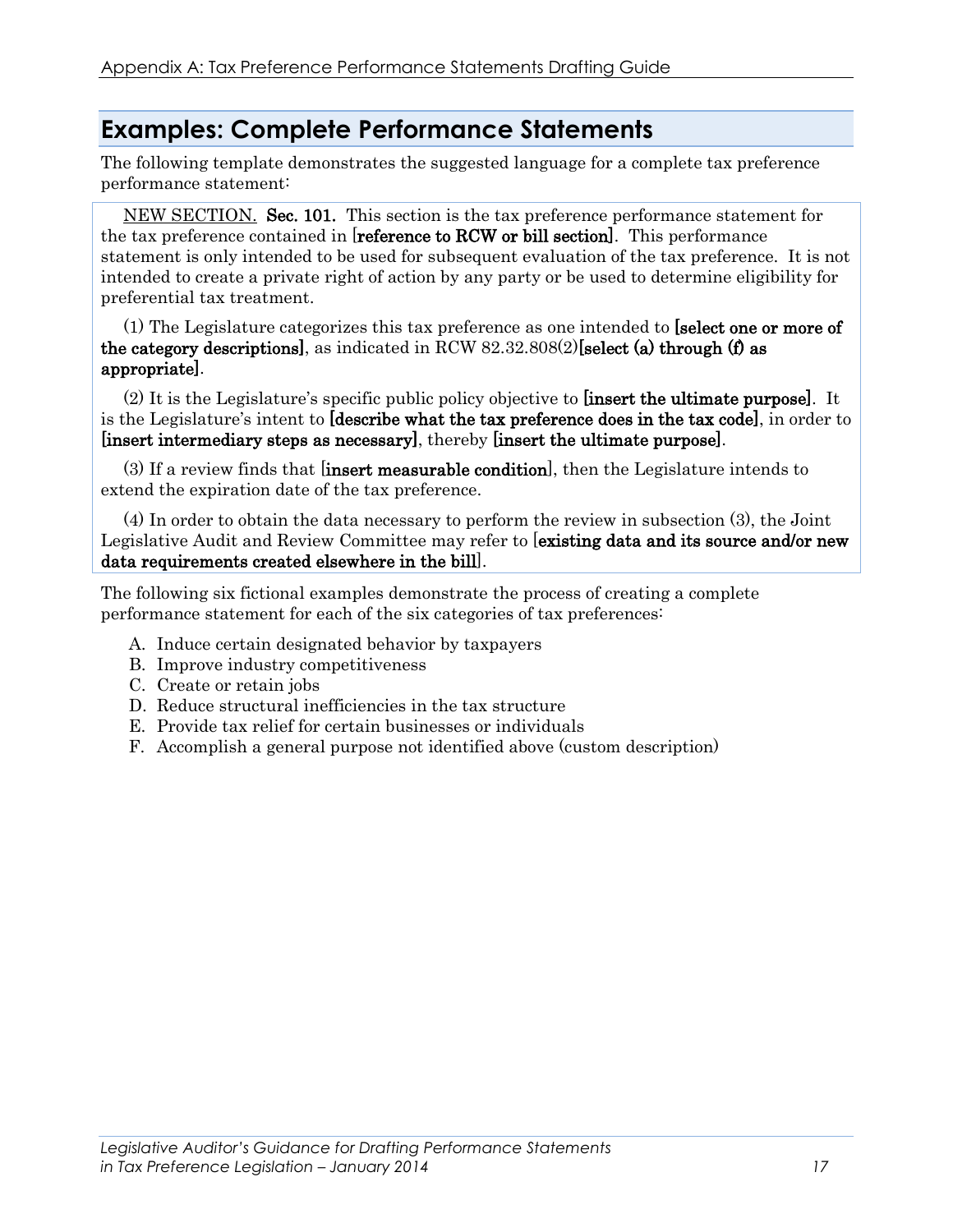## Examples: Complete Performance Statements

The following template demonstrates the suggested language for a complete tax preference performance statement:

> NEW SECTION. **Sec. 101.** This section is the tax preference performance statement for the tax preference contained in [**reference to RCW or bill section**]. This performance statement is only intended to be used for subsequent evaluation of the tax preference. It is not intended to create a private right of action by any party or be used to determine eligibility for preferential tax treatment.
>
> (1) The Legislature categorizes this tax preference as one intended to **[select one or more of the category descriptions]**, as indicated in RCW 82.32.808(2)**[select (a) through (f) as appropriate]**.
>
> (2) It is the Legislature's specific public policy objective to **[insert the ultimate purpose]**. It is the Legislature's intent to **[describe what the tax preference does in the tax code]**, in order to **[insert intermediary steps as necessary]**, thereby **[insert the ultimate purpose]**.
>
> (3) If a review finds that [**insert measurable condition**], then the Legislature intends to extend the expiration date of the tax preference.
>
> (4) In order to obtain the data necessary to perform the review in subsection (3), the Joint Legislative Audit and Review Committee may refer to [**existing data and its source and/or new data requirements created elsewhere in the bill**].

The following six fictional examples demonstrate the process of creating a complete performance statement for each of the six categories of tax preferences:

A. Induce certain designated behavior by taxpayers
B. Improve industry competitiveness
C. Create or retain jobs
D. Reduce structural inefficiencies in the tax structure
E. Provide tax relief for certain businesses or individuals
F. Accomplish a general purpose not identified above (custom description)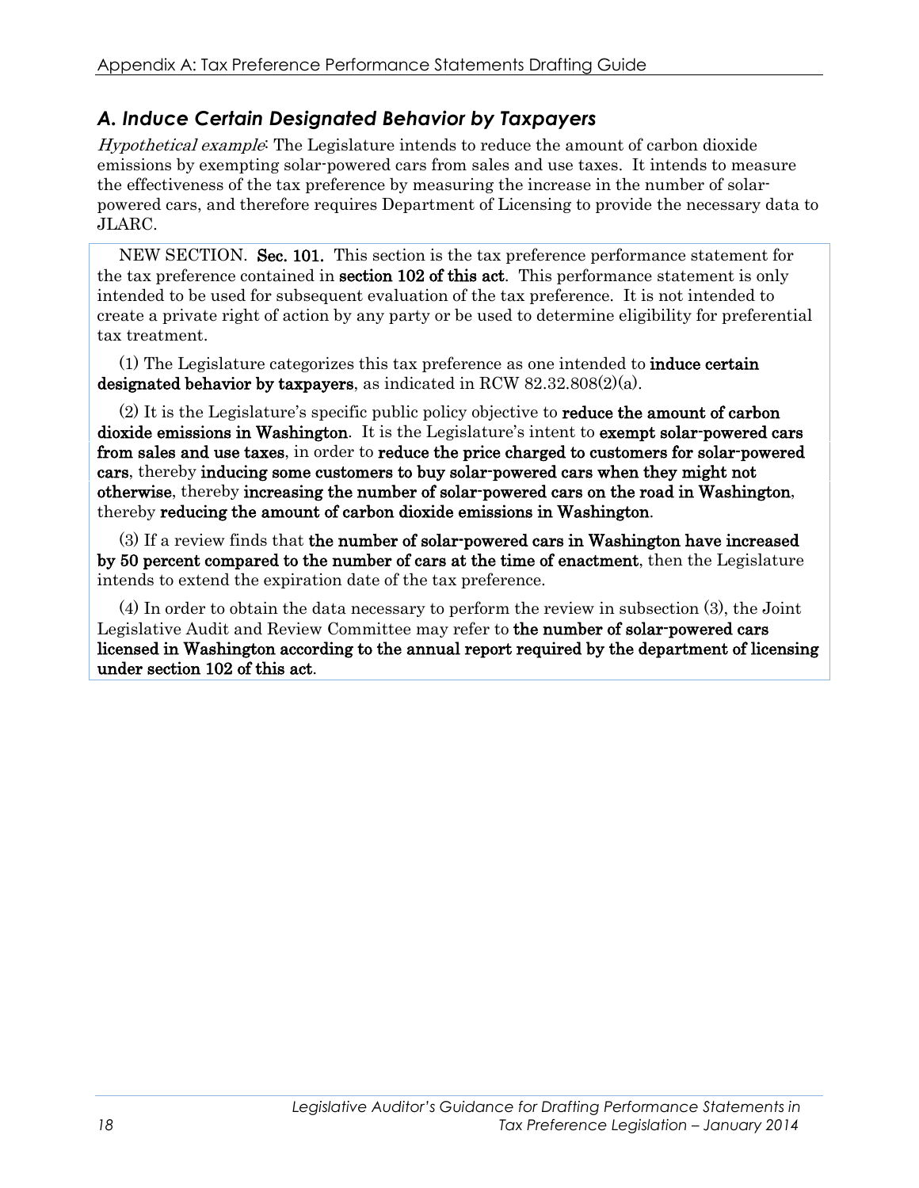## *A. Induce Certain Designated Behavior by Taxpayers*

*Hypothetical example*: The Legislature intends to reduce the amount of carbon dioxide emissions by exempting solar-powered cars from sales and use taxes. It intends to measure the effectiveness of the tax preference by measuring the increase in the number of solar-powered cars, and therefore requires Department of Licensing to provide the necessary data to JLARC.

NEW SECTION. **Sec. 101.** This section is the tax preference performance statement for the tax preference contained in **section 102 of this act**. This performance statement is only intended to be used for subsequent evaluation of the tax preference. It is not intended to create a private right of action by any party or be used to determine eligibility for preferential tax treatment.

(1) The Legislature categorizes this tax preference as one intended to **induce certain designated behavior by taxpayers**, as indicated in RCW 82.32.808(2)(a).

(2) It is the Legislature's specific public policy objective to **reduce the amount of carbon dioxide emissions in Washington**. It is the Legislature's intent to **exempt solar-powered cars from sales and use taxes**, in order to **reduce the price charged to customers for solar-powered cars**, thereby **inducing some customers to buy solar-powered cars when they might not otherwise**, thereby **increasing the number of solar-powered cars on the road in Washington**, thereby **reducing the amount of carbon dioxide emissions in Washington**.

(3) If a review finds that **the number of solar-powered cars in Washington have increased by 50 percent compared to the number of cars at the time of enactment**, then the Legislature intends to extend the expiration date of the tax preference.

(4) In order to obtain the data necessary to perform the review in subsection (3), the Joint Legislative Audit and Review Committee may refer to **the number of solar-powered cars licensed in Washington according to the annual report required by the department of licensing under section 102 of this act**.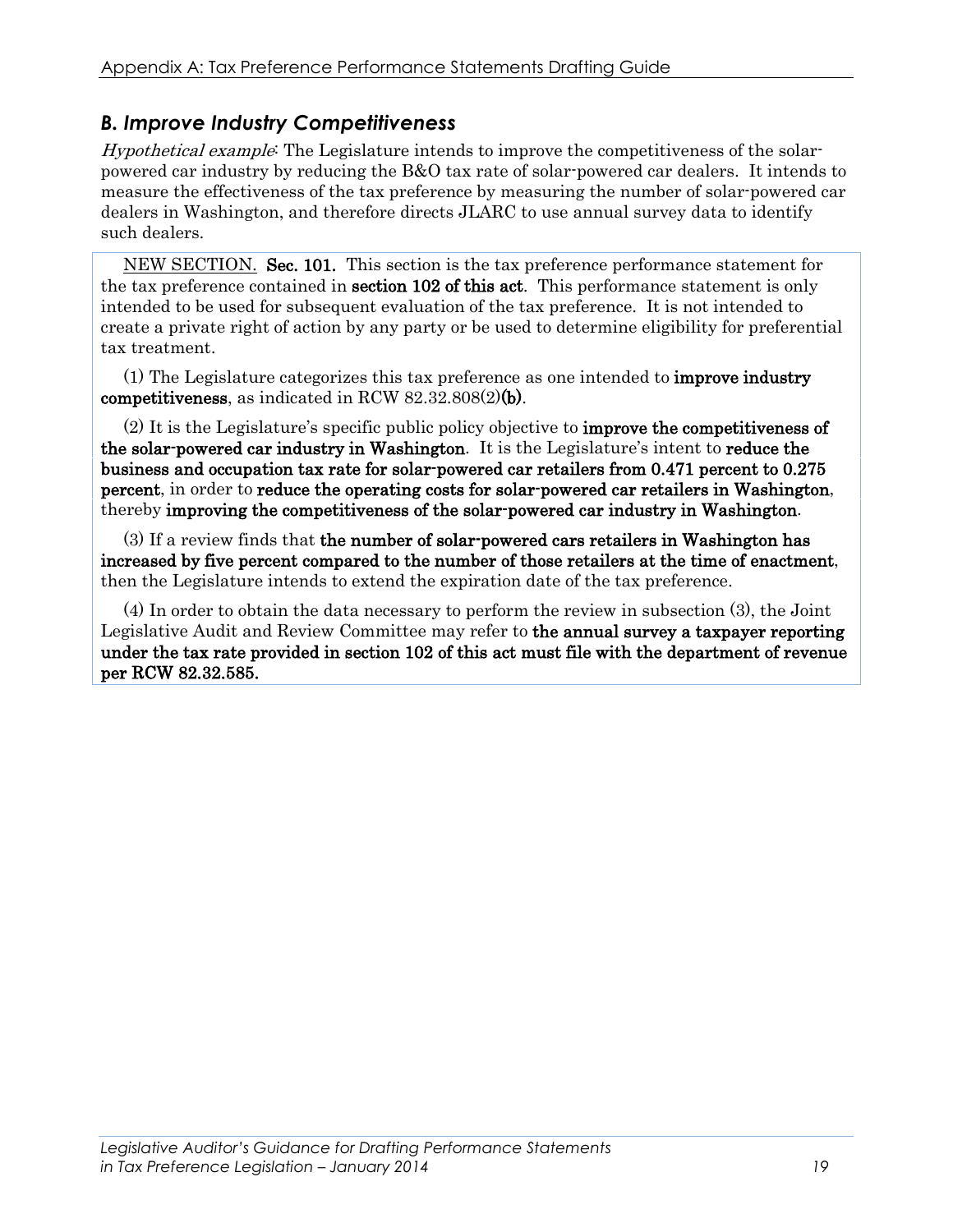## *B. Improve Industry Competitiveness*

*Hypothetical example*: The Legislature intends to improve the competitiveness of the solar-powered car industry by reducing the B&O tax rate of solar-powered car dealers. It intends to measure the effectiveness of the tax preference by measuring the number of solar-powered car dealers in Washington, and therefore directs JLARC to use annual survey data to identify such dealers.

NEW SECTION. **Sec. 101.** This section is the tax preference performance statement for the tax preference contained in **section 102 of this act**. This performance statement is only intended to be used for subsequent evaluation of the tax preference. It is not intended to create a private right of action by any party or be used to determine eligibility for preferential tax treatment.

(1) The Legislature categorizes this tax preference as one intended to **improve industry competitiveness**, as indicated in RCW 82.32.808(2)**(b)**.

(2) It is the Legislature's specific public policy objective to **improve the competitiveness of the solar-powered car industry in Washington**. It is the Legislature's intent to **reduce the business and occupation tax rate for solar-powered car retailers from 0.471 percent to 0.275 percent**, in order to **reduce the operating costs for solar-powered car retailers in Washington**, thereby **improving the competitiveness of the solar-powered car industry in Washington**.

(3) If a review finds that **the number of solar-powered cars retailers in Washington has increased by five percent compared to the number of those retailers at the time of enactment**, then the Legislature intends to extend the expiration date of the tax preference.

(4) In order to obtain the data necessary to perform the review in subsection (3), the Joint Legislative Audit and Review Committee may refer to **the annual survey a taxpayer reporting under the tax rate provided in section 102 of this act must file with the department of revenue per RCW 82.32.585.**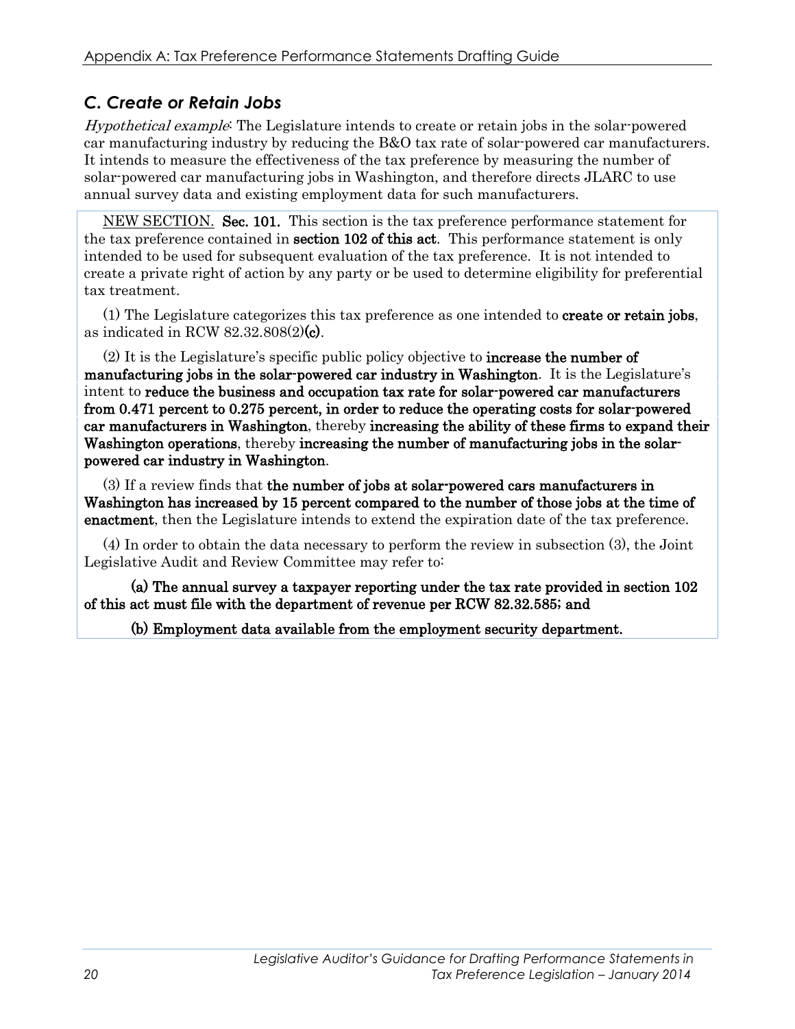## C. Create or Retain Jobs

*Hypothetical example*: The Legislature intends to create or retain jobs in the solar-powered car manufacturing industry by reducing the B&O tax rate of solar-powered car manufacturers. It intends to measure the effectiveness of the tax preference by measuring the number of solar-powered car manufacturing jobs in Washington, and therefore directs JLARC to use annual survey data and existing employment data for such manufacturers.

NEW SECTION. **Sec. 101.** This section is the tax preference performance statement for the tax preference contained in **section 102 of this act**. This performance statement is only intended to be used for subsequent evaluation of the tax preference. It is not intended to create a private right of action by any party or be used to determine eligibility for preferential tax treatment.

(1) The Legislature categorizes this tax preference as one intended to **create or retain jobs**, as indicated in RCW 82.32.808(2)**(c)**.

(2) It is the Legislature's specific public policy objective to **increase the number of manufacturing jobs in the solar-powered car industry in Washington**. It is the Legislature's intent to **reduce the business and occupation tax rate for solar-powered car manufacturers from 0.471 percent to 0.275 percent, in order to reduce the operating costs for solar-powered car manufacturers in Washington**, thereby **increasing the ability of these firms to expand their Washington operations**, thereby **increasing the number of manufacturing jobs in the solar-powered car industry in Washington**.

(3) If a review finds that **the number of jobs at solar-powered cars manufacturers in Washington has increased by 15 percent compared to the number of those jobs at the time of enactment**, then the Legislature intends to extend the expiration date of the tax preference.

(4) In order to obtain the data necessary to perform the review in subsection (3), the Joint Legislative Audit and Review Committee may refer to:

**(a) The annual survey a taxpayer reporting under the tax rate provided in section 102 of this act must file with the department of revenue per RCW 82.32.585; and**

**(b) Employment data available from the employment security department.**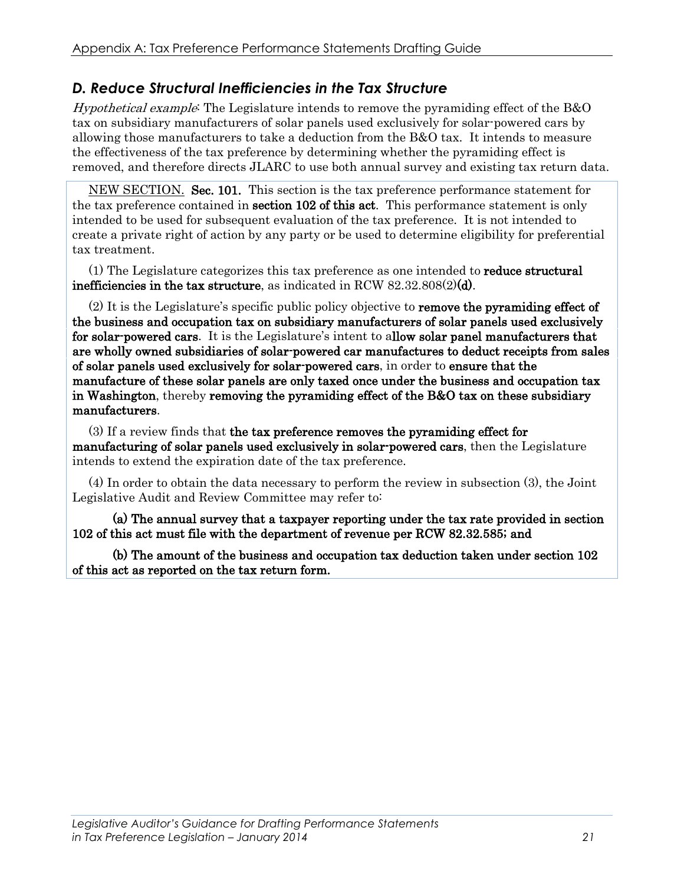## *D. Reduce Structural Inefficiencies in the Tax Structure*

*Hypothetical example*: The Legislature intends to remove the pyramiding effect of the B&O tax on subsidiary manufacturers of solar panels used exclusively for solar-powered cars by allowing those manufacturers to take a deduction from the B&O tax. It intends to measure the effectiveness of the tax preference by determining whether the pyramiding effect is removed, and therefore directs JLARC to use both annual survey and existing tax return data.

NEW SECTION. **Sec. 101.** This section is the tax preference performance statement for the tax preference contained in **section 102 of this act**. This performance statement is only intended to be used for subsequent evaluation of the tax preference. It is not intended to create a private right of action by any party or be used to determine eligibility for preferential tax treatment.

(1) The Legislature categorizes this tax preference as one intended to **reduce structural inefficiencies in the tax structure**, as indicated in RCW 82.32.808(2)**(d)**.

(2) It is the Legislature's specific public policy objective to **remove the pyramiding effect of the business and occupation tax on subsidiary manufacturers of solar panels used exclusively for solar-powered cars**. It is the Legislature's intent to a**llow solar panel manufacturers that are wholly owned subsidiaries of solar-powered car manufactures to deduct receipts from sales of solar panels used exclusively for solar-powered cars**, in order to **ensure that the manufacture of these solar panels are only taxed once under the business and occupation tax in Washington**, thereby **removing the pyramiding effect of the B&O tax on these subsidiary manufacturers**.

(3) If a review finds that **the tax preference removes the pyramiding effect for manufacturing of solar panels used exclusively in solar-powered cars**, then the Legislature intends to extend the expiration date of the tax preference.

(4) In order to obtain the data necessary to perform the review in subsection (3), the Joint Legislative Audit and Review Committee may refer to:

**(a) The annual survey that a taxpayer reporting under the tax rate provided in section 102 of this act must file with the department of revenue per RCW 82.32.585; and**

**(b) The amount of the business and occupation tax deduction taken under section 102 of this act as reported on the tax return form.**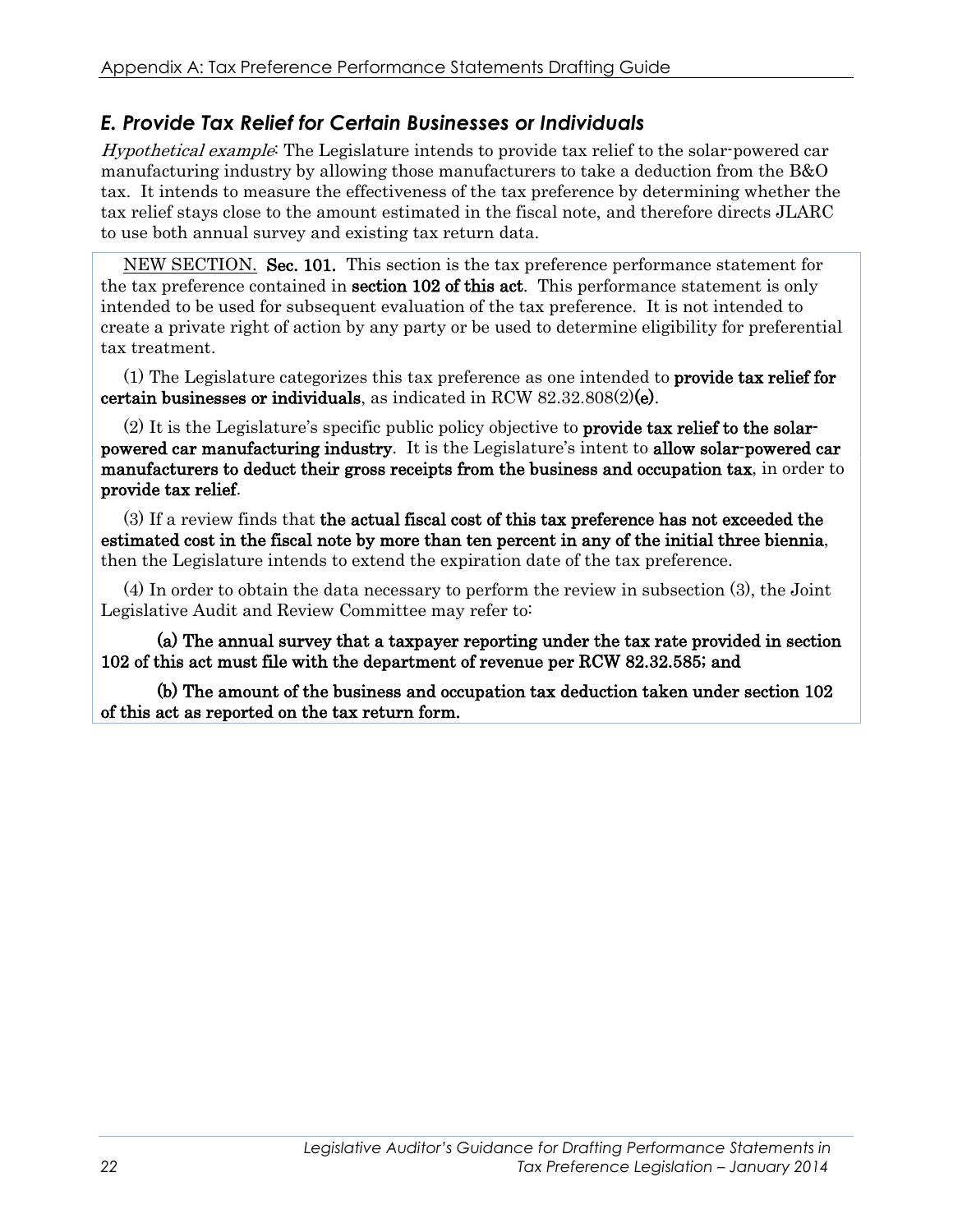## *E. Provide Tax Relief for Certain Businesses or Individuals*

*Hypothetical example*: The Legislature intends to provide tax relief to the solar-powered car manufacturing industry by allowing those manufacturers to take a deduction from the B&O tax. It intends to measure the effectiveness of the tax preference by determining whether the tax relief stays close to the amount estimated in the fiscal note, and therefore directs JLARC to use both annual survey and existing tax return data.

NEW SECTION. **Sec. 101.** This section is the tax preference performance statement for the tax preference contained in **section 102 of this act**. This performance statement is only intended to be used for subsequent evaluation of the tax preference. It is not intended to create a private right of action by any party or be used to determine eligibility for preferential tax treatment.

(1) The Legislature categorizes this tax preference as one intended to **provide tax relief for certain businesses or individuals**, as indicated in RCW 82.32.808(2)**(e)**.

(2) It is the Legislature's specific public policy objective to **provide tax relief to the solar-powered car manufacturing industry**. It is the Legislature's intent to **allow solar-powered car manufacturers to deduct their gross receipts from the business and occupation tax**, in order to **provide tax relief**.

(3) If a review finds that **the actual fiscal cost of this tax preference has not exceeded the estimated cost in the fiscal note by more than ten percent in any of the initial three biennia**, then the Legislature intends to extend the expiration date of the tax preference.

(4) In order to obtain the data necessary to perform the review in subsection (3), the Joint Legislative Audit and Review Committee may refer to:

**(a) The annual survey that a taxpayer reporting under the tax rate provided in section 102 of this act must file with the department of revenue per RCW 82.32.585; and**

**(b) The amount of the business and occupation tax deduction taken under section 102 of this act as reported on the tax return form.**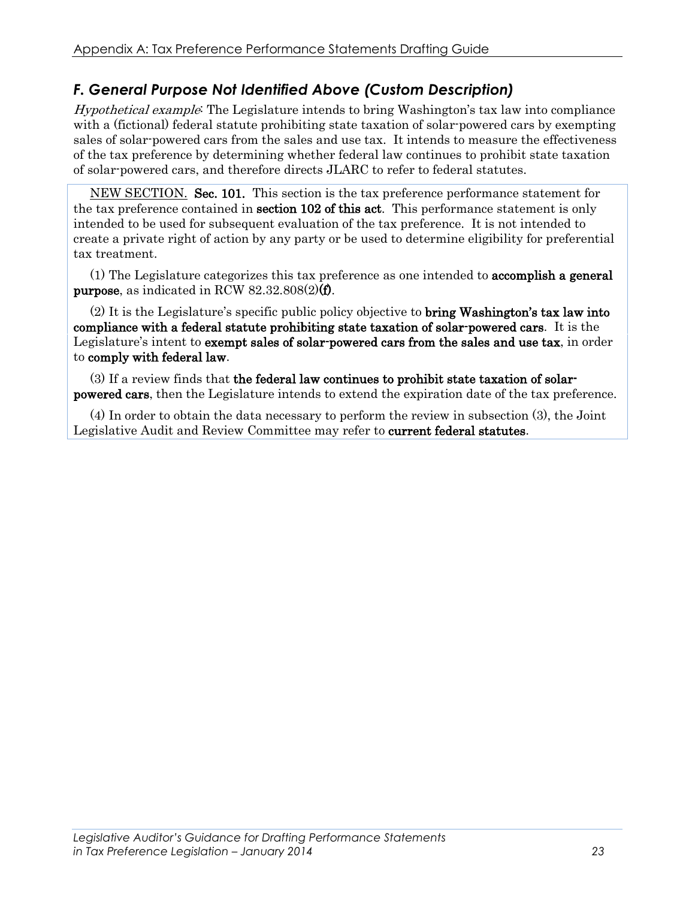### *F. General Purpose Not Identified Above (Custom Description)*

*Hypothetical example*: The Legislature intends to bring Washington's tax law into compliance with a (fictional) federal statute prohibiting state taxation of solar-powered cars by exempting sales of solar-powered cars from the sales and use tax. It intends to measure the effectiveness of the tax preference by determining whether federal law continues to prohibit state taxation of solar-powered cars, and therefore directs JLARC to refer to federal statutes.

NEW SECTION. **Sec. 101.** This section is the tax preference performance statement for the tax preference contained in **section 102 of this act**. This performance statement is only intended to be used for subsequent evaluation of the tax preference. It is not intended to create a private right of action by any party or be used to determine eligibility for preferential tax treatment.

(1) The Legislature categorizes this tax preference as one intended to **accomplish a general purpose**, as indicated in RCW 82.32.808(2)**(f)**.

(2) It is the Legislature's specific public policy objective to **bring Washington's tax law into compliance with a federal statute prohibiting state taxation of solar-powered cars**. It is the Legislature's intent to **exempt sales of solar-powered cars from the sales and use tax**, in order to **comply with federal law**.

(3) If a review finds that **the federal law continues to prohibit state taxation of solar-powered cars**, then the Legislature intends to extend the expiration date of the tax preference.

(4) In order to obtain the data necessary to perform the review in subsection (3), the Joint Legislative Audit and Review Committee may refer to **current federal statutes**.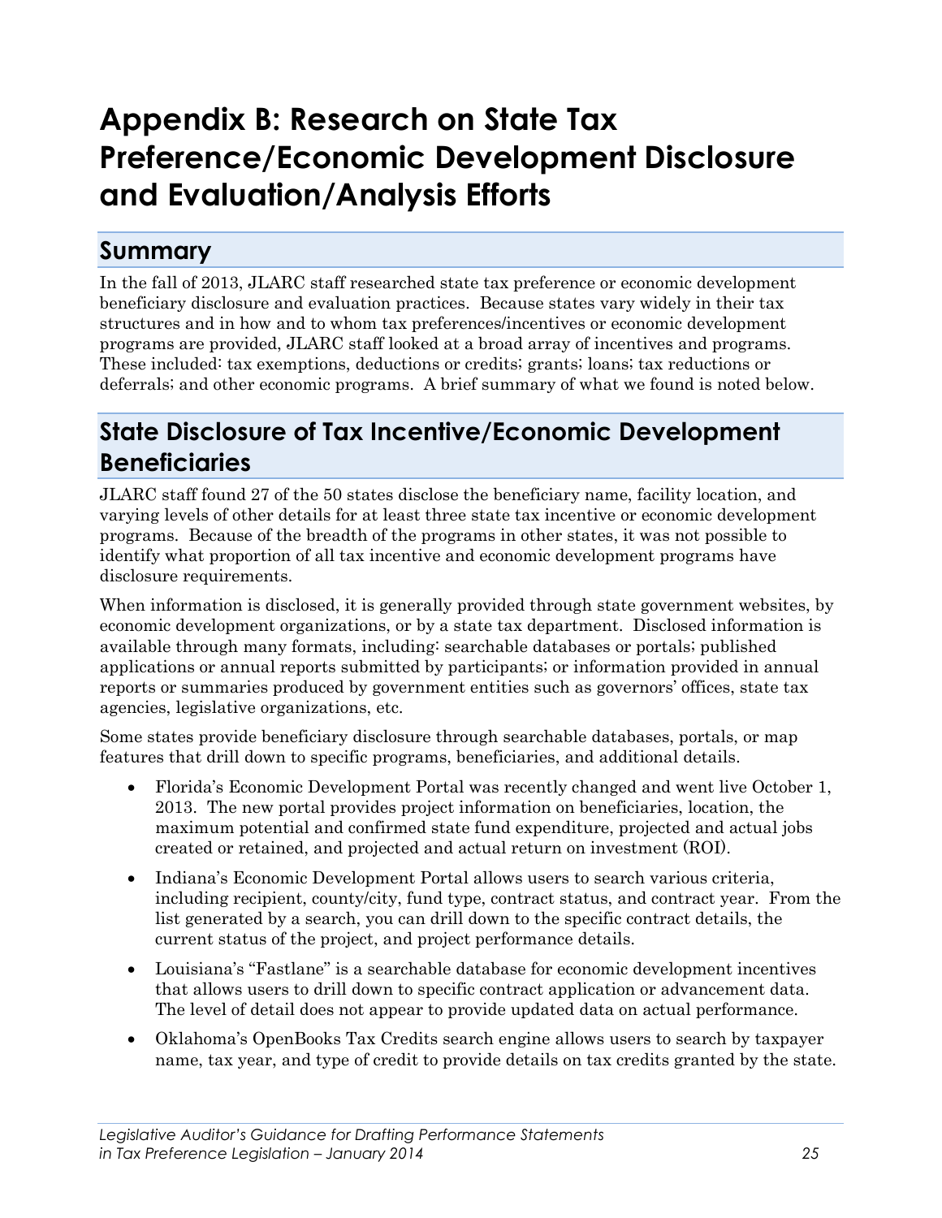# Appendix B: Research on State Tax Preference/Economic Development Disclosure and Evaluation/Analysis Efforts

## Summary

In the fall of 2013, JLARC staff researched state tax preference or economic development beneficiary disclosure and evaluation practices. Because states vary widely in their tax structures and in how and to whom tax preferences/incentives or economic development programs are provided, JLARC staff looked at a broad array of incentives and programs. These included: tax exemptions, deductions or credits; grants; loans; tax reductions or deferrals; and other economic programs. A brief summary of what we found is noted below.

## State Disclosure of Tax Incentive/Economic Development Beneficiaries

JLARC staff found 27 of the 50 states disclose the beneficiary name, facility location, and varying levels of other details for at least three state tax incentive or economic development programs. Because of the breadth of the programs in other states, it was not possible to identify what proportion of all tax incentive and economic development programs have disclosure requirements.

When information is disclosed, it is generally provided through state government websites, by economic development organizations, or by a state tax department. Disclosed information is available through many formats, including: searchable databases or portals; published applications or annual reports submitted by participants; or information provided in annual reports or summaries produced by government entities such as governors' offices, state tax agencies, legislative organizations, etc.

Some states provide beneficiary disclosure through searchable databases, portals, or map features that drill down to specific programs, beneficiaries, and additional details.

- Florida's Economic Development Portal was recently changed and went live October 1, 2013. The new portal provides project information on beneficiaries, location, the maximum potential and confirmed state fund expenditure, projected and actual jobs created or retained, and projected and actual return on investment (ROI).
- Indiana's Economic Development Portal allows users to search various criteria, including recipient, county/city, fund type, contract status, and contract year. From the list generated by a search, you can drill down to the specific contract details, the current status of the project, and project performance details.
- Louisiana's "Fastlane" is a searchable database for economic development incentives that allows users to drill down to specific contract application or advancement data. The level of detail does not appear to provide updated data on actual performance.
- Oklahoma's OpenBooks Tax Credits search engine allows users to search by taxpayer name, tax year, and type of credit to provide details on tax credits granted by the state.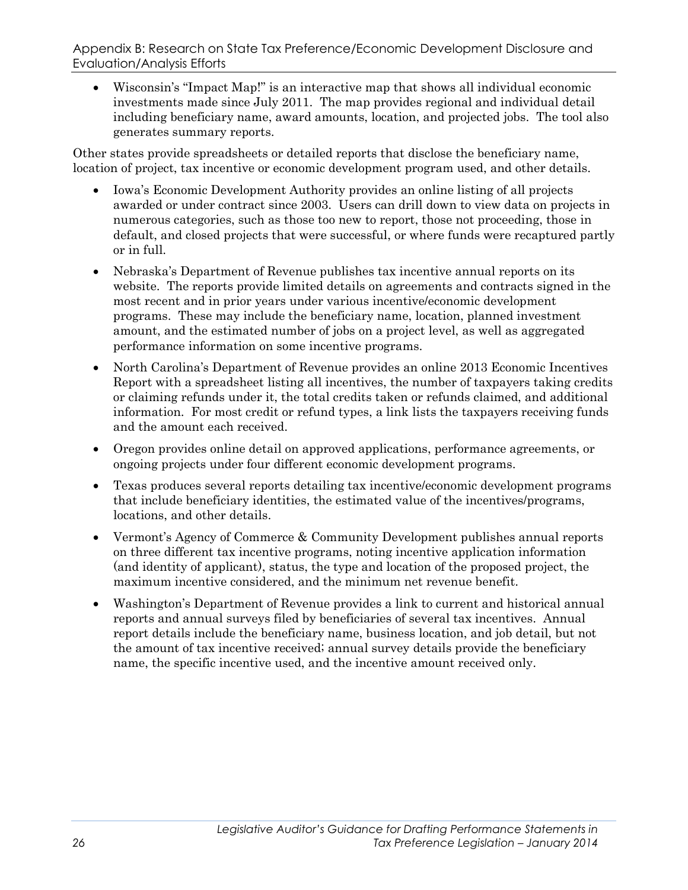- Wisconsin's "Impact Map!" is an interactive map that shows all individual economic investments made since July 2011. The map provides regional and individual detail including beneficiary name, award amounts, location, and projected jobs. The tool also generates summary reports.

Other states provide spreadsheets or detailed reports that disclose the beneficiary name, location of project, tax incentive or economic development program used, and other details.

- Iowa's Economic Development Authority provides an online listing of all projects awarded or under contract since 2003. Users can drill down to view data on projects in numerous categories, such as those too new to report, those not proceeding, those in default, and closed projects that were successful, or where funds were recaptured partly or in full.
- Nebraska's Department of Revenue publishes tax incentive annual reports on its website. The reports provide limited details on agreements and contracts signed in the most recent and in prior years under various incentive/economic development programs. These may include the beneficiary name, location, planned investment amount, and the estimated number of jobs on a project level, as well as aggregated performance information on some incentive programs.
- North Carolina's Department of Revenue provides an online 2013 Economic Incentives Report with a spreadsheet listing all incentives, the number of taxpayers taking credits or claiming refunds under it, the total credits taken or refunds claimed, and additional information. For most credit or refund types, a link lists the taxpayers receiving funds and the amount each received.
- Oregon provides online detail on approved applications, performance agreements, or ongoing projects under four different economic development programs.
- Texas produces several reports detailing tax incentive/economic development programs that include beneficiary identities, the estimated value of the incentives/programs, locations, and other details.
- Vermont's Agency of Commerce & Community Development publishes annual reports on three different tax incentive programs, noting incentive application information (and identity of applicant), status, the type and location of the proposed project, the maximum incentive considered, and the minimum net revenue benefit.
- Washington's Department of Revenue provides a link to current and historical annual reports and annual surveys filed by beneficiaries of several tax incentives. Annual report details include the beneficiary name, business location, and job detail, but not the amount of tax incentive received; annual survey details provide the beneficiary name, the specific incentive used, and the incentive amount received only.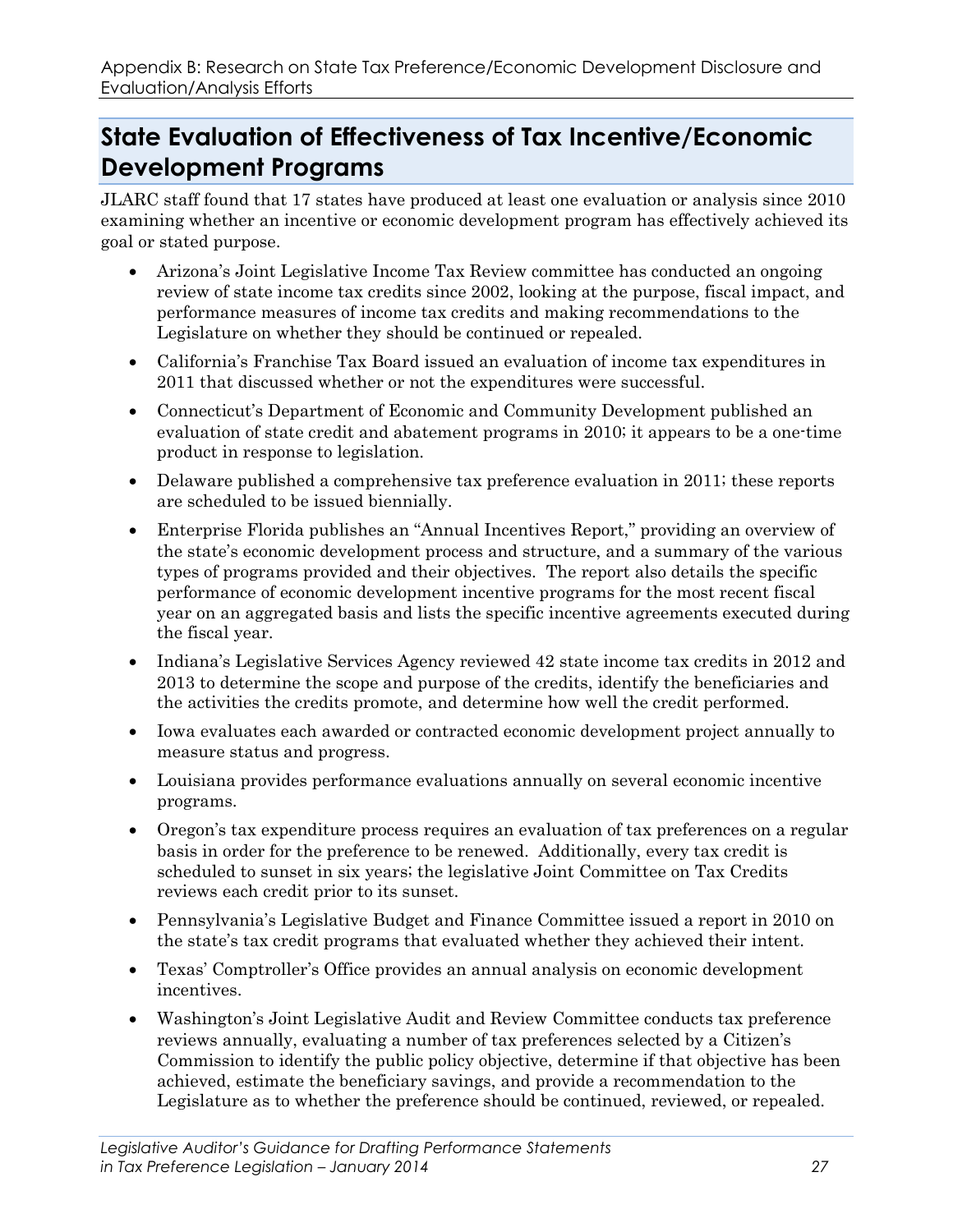## State Evaluation of Effectiveness of Tax Incentive/Economic Development Programs

JLARC staff found that 17 states have produced at least one evaluation or analysis since 2010 examining whether an incentive or economic development program has effectively achieved its goal or stated purpose.

- Arizona's Joint Legislative Income Tax Review committee has conducted an ongoing review of state income tax credits since 2002, looking at the purpose, fiscal impact, and performance measures of income tax credits and making recommendations to the Legislature on whether they should be continued or repealed.
- California's Franchise Tax Board issued an evaluation of income tax expenditures in 2011 that discussed whether or not the expenditures were successful.
- Connecticut's Department of Economic and Community Development published an evaluation of state credit and abatement programs in 2010; it appears to be a one-time product in response to legislation.
- Delaware published a comprehensive tax preference evaluation in 2011; these reports are scheduled to be issued biennially.
- Enterprise Florida publishes an "Annual Incentives Report," providing an overview of the state's economic development process and structure, and a summary of the various types of programs provided and their objectives. The report also details the specific performance of economic development incentive programs for the most recent fiscal year on an aggregated basis and lists the specific incentive agreements executed during the fiscal year.
- Indiana's Legislative Services Agency reviewed 42 state income tax credits in 2012 and 2013 to determine the scope and purpose of the credits, identify the beneficiaries and the activities the credits promote, and determine how well the credit performed.
- Iowa evaluates each awarded or contracted economic development project annually to measure status and progress.
- Louisiana provides performance evaluations annually on several economic incentive programs.
- Oregon's tax expenditure process requires an evaluation of tax preferences on a regular basis in order for the preference to be renewed. Additionally, every tax credit is scheduled to sunset in six years; the legislative Joint Committee on Tax Credits reviews each credit prior to its sunset.
- Pennsylvania's Legislative Budget and Finance Committee issued a report in 2010 on the state's tax credit programs that evaluated whether they achieved their intent.
- Texas' Comptroller's Office provides an annual analysis on economic development incentives.
- Washington's Joint Legislative Audit and Review Committee conducts tax preference reviews annually, evaluating a number of tax preferences selected by a Citizen's Commission to identify the public policy objective, determine if that objective has been achieved, estimate the beneficiary savings, and provide a recommendation to the Legislature as to whether the preference should be continued, reviewed, or repealed.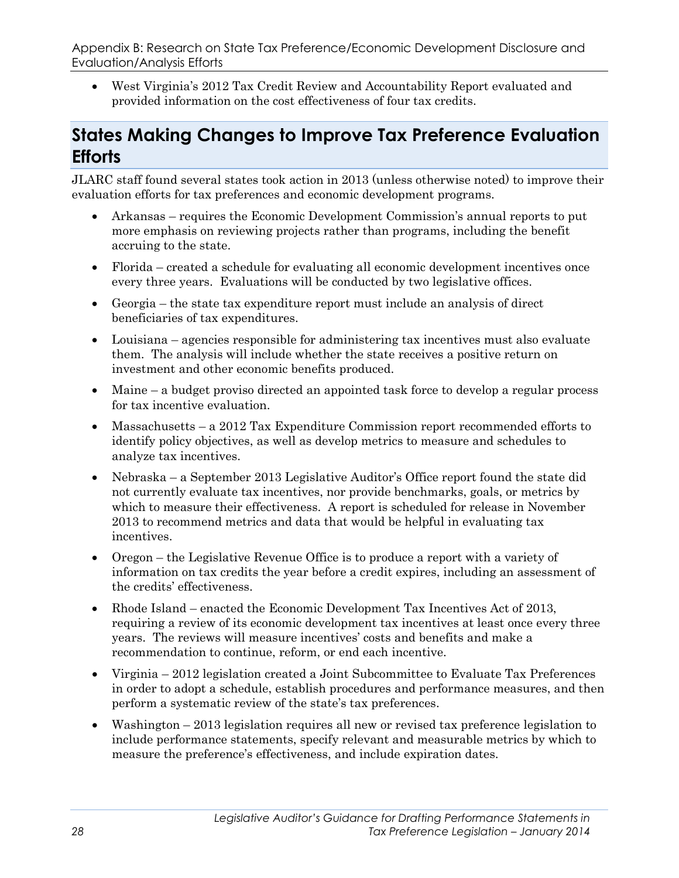- West Virginia's 2012 Tax Credit Review and Accountability Report evaluated and provided information on the cost effectiveness of four tax credits.

## States Making Changes to Improve Tax Preference Evaluation Efforts

JLARC staff found several states took action in 2013 (unless otherwise noted) to improve their evaluation efforts for tax preferences and economic development programs.

- Arkansas – requires the Economic Development Commission's annual reports to put more emphasis on reviewing projects rather than programs, including the benefit accruing to the state.
- Florida – created a schedule for evaluating all economic development incentives once every three years. Evaluations will be conducted by two legislative offices.
- Georgia – the state tax expenditure report must include an analysis of direct beneficiaries of tax expenditures.
- Louisiana – agencies responsible for administering tax incentives must also evaluate them. The analysis will include whether the state receives a positive return on investment and other economic benefits produced.
- Maine – a budget proviso directed an appointed task force to develop a regular process for tax incentive evaluation.
- Massachusetts – a 2012 Tax Expenditure Commission report recommended efforts to identify policy objectives, as well as develop metrics to measure and schedules to analyze tax incentives.
- Nebraska – a September 2013 Legislative Auditor's Office report found the state did not currently evaluate tax incentives, nor provide benchmarks, goals, or metrics by which to measure their effectiveness. A report is scheduled for release in November 2013 to recommend metrics and data that would be helpful in evaluating tax incentives.
- Oregon – the Legislative Revenue Office is to produce a report with a variety of information on tax credits the year before a credit expires, including an assessment of the credits' effectiveness.
- Rhode Island – enacted the Economic Development Tax Incentives Act of 2013, requiring a review of its economic development tax incentives at least once every three years. The reviews will measure incentives' costs and benefits and make a recommendation to continue, reform, or end each incentive.
- Virginia – 2012 legislation created a Joint Subcommittee to Evaluate Tax Preferences in order to adopt a schedule, establish procedures and performance measures, and then perform a systematic review of the state's tax preferences.
- Washington – 2013 legislation requires all new or revised tax preference legislation to include performance statements, specify relevant and measurable metrics by which to measure the preference's effectiveness, and include expiration dates.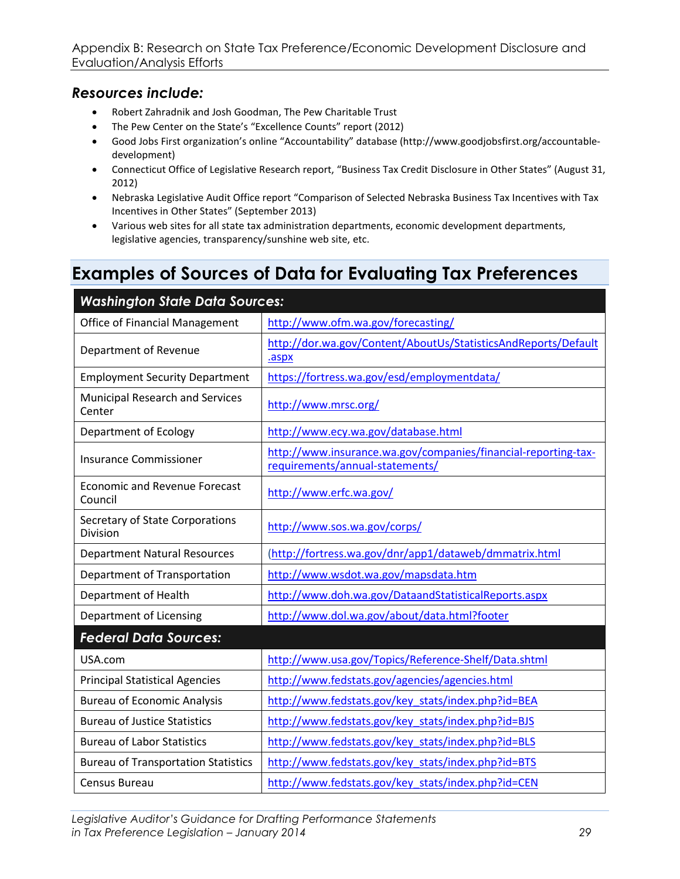### *Resources include:*

- Robert Zahradnik and Josh Goodman, The Pew Charitable Trust
- The Pew Center on the State's "Excellence Counts" report (2012)
- Good Jobs First organization's online "Accountability" database (http://www.goodjobsfirst.org/accountable-development)
- Connecticut Office of Legislative Research report, "Business Tax Credit Disclosure in Other States" (August 31, 2012)
- Nebraska Legislative Audit Office report "Comparison of Selected Nebraska Business Tax Incentives with Tax Incentives in Other States" (September 2013)
- Various web sites for all state tax administration departments, economic development departments, legislative agencies, transparency/sunshine web site, etc.

## Examples of Sources of Data for Evaluating Tax Preferences

| ***Washington State Data Sources:*** | |
|---|---|
| Office of Financial Management | http://www.ofm.wa.gov/forecasting/ |
| Department of Revenue | http://dor.wa.gov/Content/AboutUs/StatisticsAndReports/Default.aspx |
| Employment Security Department | https://fortress.wa.gov/esd/employmentdata/ |
| Municipal Research and Services Center | http://www.mrsc.org/ |
| Department of Ecology | http://www.ecy.wa.gov/database.html |
| Insurance Commissioner | http://www.insurance.wa.gov/companies/financial-reporting-tax-requirements/annual-statements/ |
| Economic and Revenue Forecast Council | http://www.erfc.wa.gov/ |
| Secretary of State Corporations Division | http://www.sos.wa.gov/corps/ |
| Department Natural Resources | (http://fortress.wa.gov/dnr/app1/dataweb/dmmatrix.html |
| Department of Transportation | http://www.wsdot.wa.gov/mapsdata.htm |
| Department of Health | http://www.doh.wa.gov/DataandStatisticalReports.aspx |
| Department of Licensing | http://www.dol.wa.gov/about/data.html?footer |
| ***Federal Data Sources:*** | |
| USA.com | http://www.usa.gov/Topics/Reference-Shelf/Data.shtml |
| Principal Statistical Agencies | http://www.fedstats.gov/agencies/agencies.html |
| Bureau of Economic Analysis | http://www.fedstats.gov/key_stats/index.php?id=BEA |
| Bureau of Justice Statistics | http://www.fedstats.gov/key_stats/index.php?id=BJS |
| Bureau of Labor Statistics | http://www.fedstats.gov/key_stats/index.php?id=BLS |
| Bureau of Transportation Statistics | http://www.fedstats.gov/key_stats/index.php?id=BTS |
| Census Bureau | http://www.fedstats.gov/key_stats/index.php?id=CEN |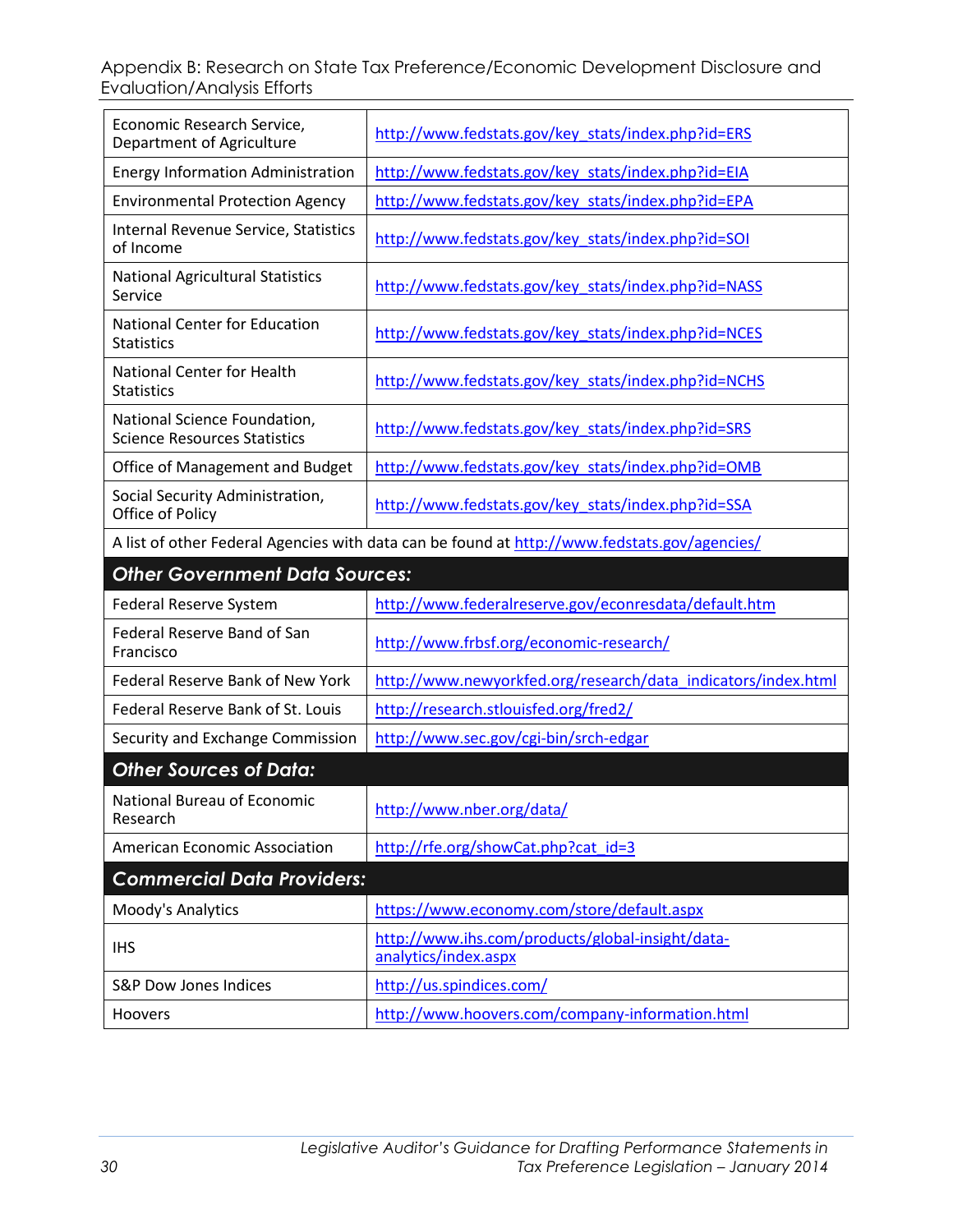| | |
|---|---|
| Economic Research Service, Department of Agriculture | http://www.fedstats.gov/key_stats/index.php?id=ERS |
| Energy Information Administration | http://www.fedstats.gov/key_stats/index.php?id=EIA |
| Environmental Protection Agency | http://www.fedstats.gov/key_stats/index.php?id=EPA |
| Internal Revenue Service, Statistics of Income | http://www.fedstats.gov/key_stats/index.php?id=SOI |
| National Agricultural Statistics Service | http://www.fedstats.gov/key_stats/index.php?id=NASS |
| National Center for Education Statistics | http://www.fedstats.gov/key_stats/index.php?id=NCES |
| National Center for Health Statistics | http://www.fedstats.gov/key_stats/index.php?id=NCHS |
| National Science Foundation, Science Resources Statistics | http://www.fedstats.gov/key_stats/index.php?id=SRS |
| Office of Management and Budget | http://www.fedstats.gov/key_stats/index.php?id=OMB |
| Social Security Administration, Office of Policy | http://www.fedstats.gov/key_stats/index.php?id=SSA |
| A list of other Federal Agencies with data can be found at http://www.fedstats.gov/agencies/ | |
| ***Other Government Data Sources:*** | |
| Federal Reserve System | http://www.federalreserve.gov/econresdata/default.htm |
| Federal Reserve Band of San Francisco | http://www.frbsf.org/economic-research/ |
| Federal Reserve Bank of New York | http://www.newyorkfed.org/research/data_indicators/index.html |
| Federal Reserve Bank of St. Louis | http://research.stlouisfed.org/fred2/ |
| Security and Exchange Commission | http://www.sec.gov/cgi-bin/srch-edgar |
| ***Other Sources of Data:*** | |
| National Bureau of Economic Research | http://www.nber.org/data/ |
| American Economic Association | http://rfe.org/showCat.php?cat_id=3 |
| ***Commercial Data Providers:*** | |
| Moody's Analytics | https://www.economy.com/store/default.aspx |
| IHS | http://www.ihs.com/products/global-insight/data-analytics/index.aspx |
| S&P Dow Jones Indices | http://us.spindices.com/ |
| Hoovers | http://www.hoovers.com/company-information.html |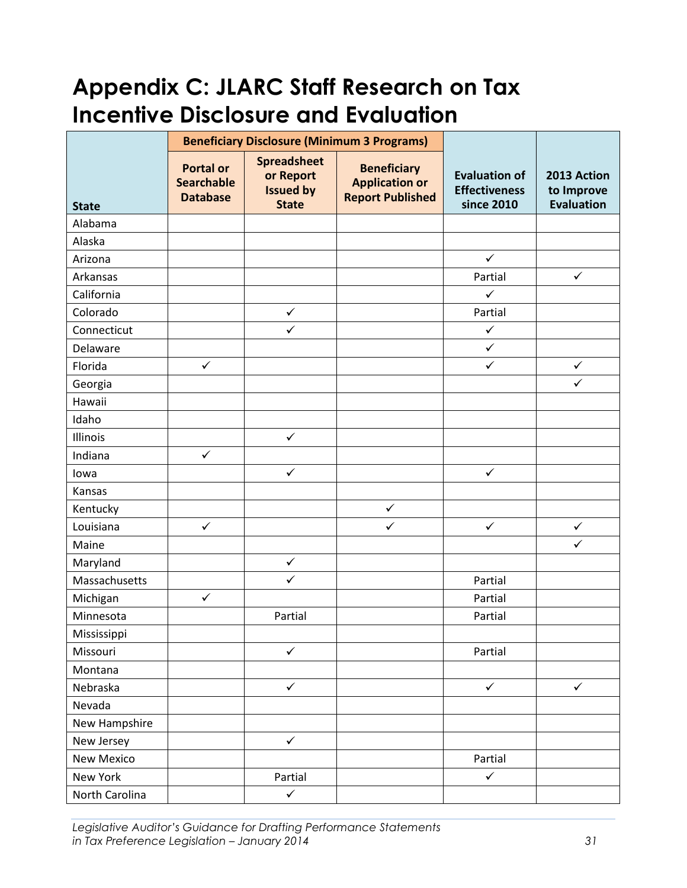# Appendix C: JLARC Staff Research on Tax Incentive Disclosure and Evaluation

| State | Beneficiary Disclosure (Minimum 3 Programs) | | | Evaluation of Effectiveness since 2010 | 2013 Action to Improve Evaluation |
|---|---|---|---|---|---|
| | Portal or Searchable Database | Spreadsheet or Report Issued by State | Beneficiary Application or Report Published | | |
| Alabama | | | | | |
| Alaska | | | | | |
| Arizona | | | | ✓ | |
| Arkansas | | | | Partial | ✓ |
| California | | | | ✓ | |
| Colorado | | ✓ | | Partial | |
| Connecticut | | ✓ | | ✓ | |
| Delaware | | | | ✓ | |
| Florida | ✓ | | | ✓ | ✓ |
| Georgia | | | | | ✓ |
| Hawaii | | | | | |
| Idaho | | | | | |
| Illinois | | ✓ | | | |
| Indiana | ✓ | | | | |
| Iowa | | ✓ | | ✓ | |
| Kansas | | | | | |
| Kentucky | | | ✓ | | |
| Louisiana | ✓ | | ✓ | ✓ | ✓ |
| Maine | | | | | ✓ |
| Maryland | | ✓ | | | |
| Massachusetts | | ✓ | | Partial | |
| Michigan | ✓ | | | Partial | |
| Minnesota | | Partial | | Partial | |
| Mississippi | | | | | |
| Missouri | | ✓ | | Partial | |
| Montana | | | | | |
| Nebraska | | ✓ | | ✓ | ✓ |
| Nevada | | | | | |
| New Hampshire | | | | | |
| New Jersey | | ✓ | | | |
| New Mexico | | | | Partial | |
| New York | | Partial | | ✓ | |
| North Carolina | | ✓ | | | |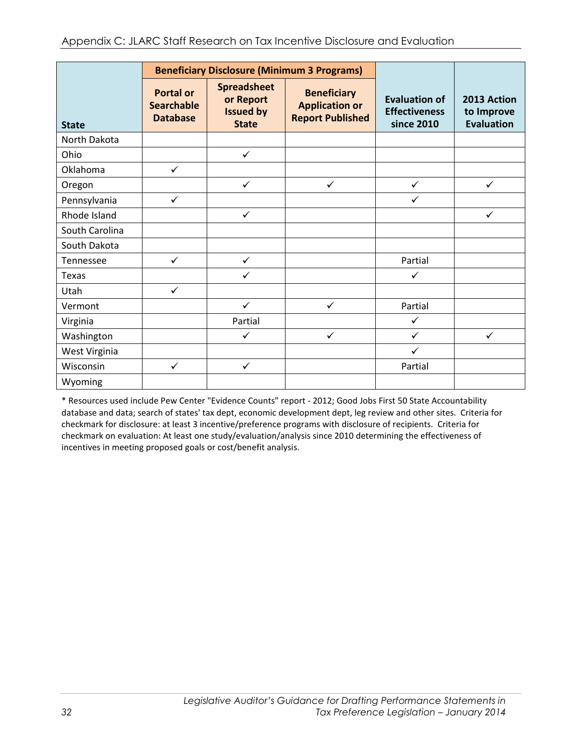| State | Beneficiary Disclosure (Minimum 3 Programs) | | | Evaluation of Effectiveness since 2010 | 2013 Action to Improve Evaluation |
|---|---|---|---|---|---|
| | Portal or Searchable Database | Spreadsheet or Report Issued by State | Beneficiary Application or Report Published | | |
| North Dakota | | | | | |
| Ohio | | ✓ | | | |
| Oklahoma | ✓ | | | | |
| Oregon | | ✓ | ✓ | ✓ | ✓ |
| Pennsylvania | ✓ | | | ✓ | |
| Rhode Island | | ✓ | | | ✓ |
| South Carolina | | | | | |
| South Dakota | | | | | |
| Tennessee | ✓ | ✓ | | Partial | |
| Texas | | ✓ | | ✓ | |
| Utah | ✓ | | | | |
| Vermont | | ✓ | ✓ | Partial | |
| Virginia | | Partial | | ✓ | |
| Washington | | ✓ | ✓ | ✓ | ✓ |
| West Virginia | | | | ✓ | |
| Wisconsin | ✓ | ✓ | | Partial | |
| Wyoming | | | | | |

* Resources used include Pew Center "Evidence Counts" report - 2012; Good Jobs First 50 State Accountability database and data; search of states' tax dept, economic development dept, leg review and other sites. Criteria for checkmark for disclosure: at least 3 incentive/preference programs with disclosure of recipients. Criteria for checkmark on evaluation: At least one study/evaluation/analysis since 2010 determining the effectiveness of incentives in meeting proposed goals or cost/benefit analysis.